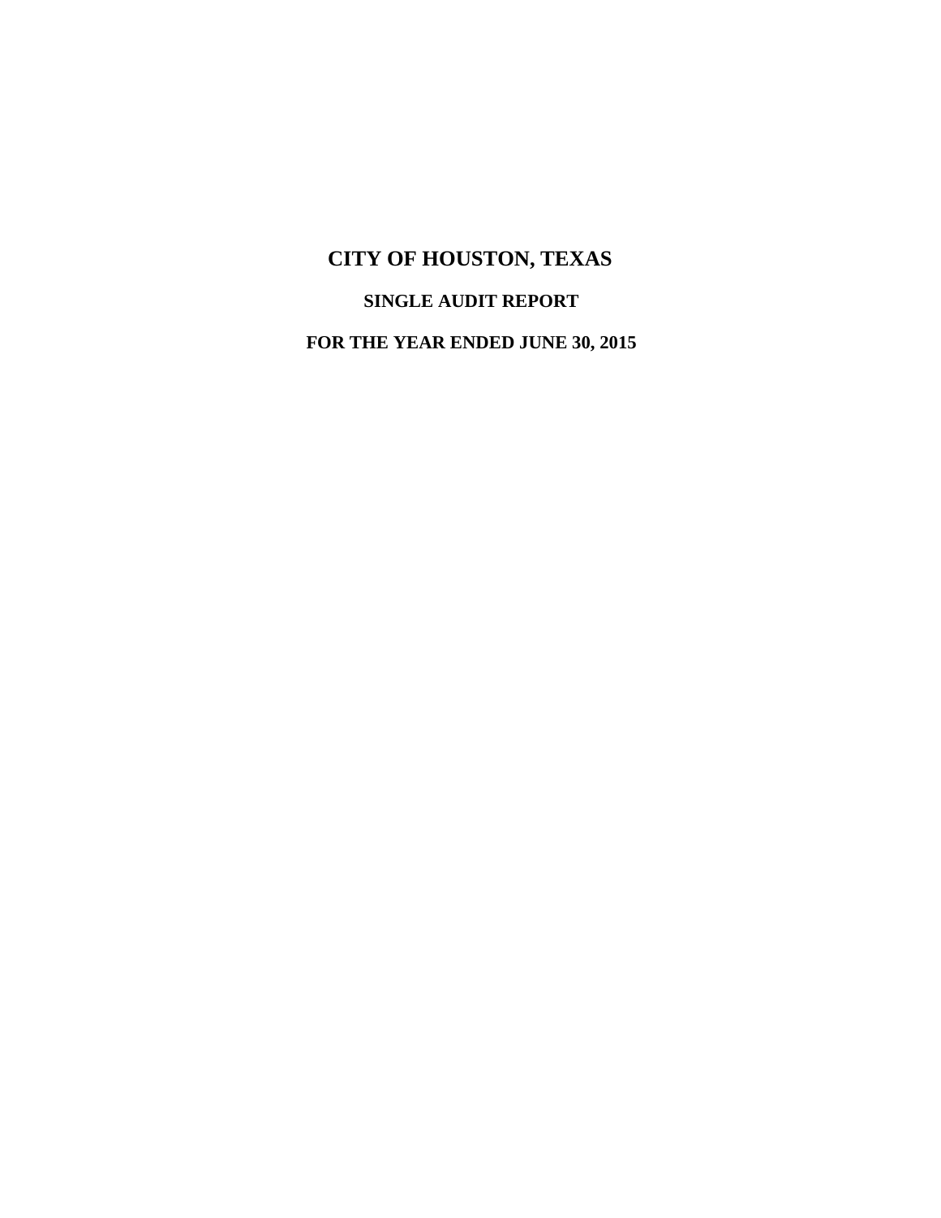# CITY OF HOUSTON, TEXAS

## SINGLE AUDIT REPORT

## FOR THE YEAR ENDED JUNE 30, 2015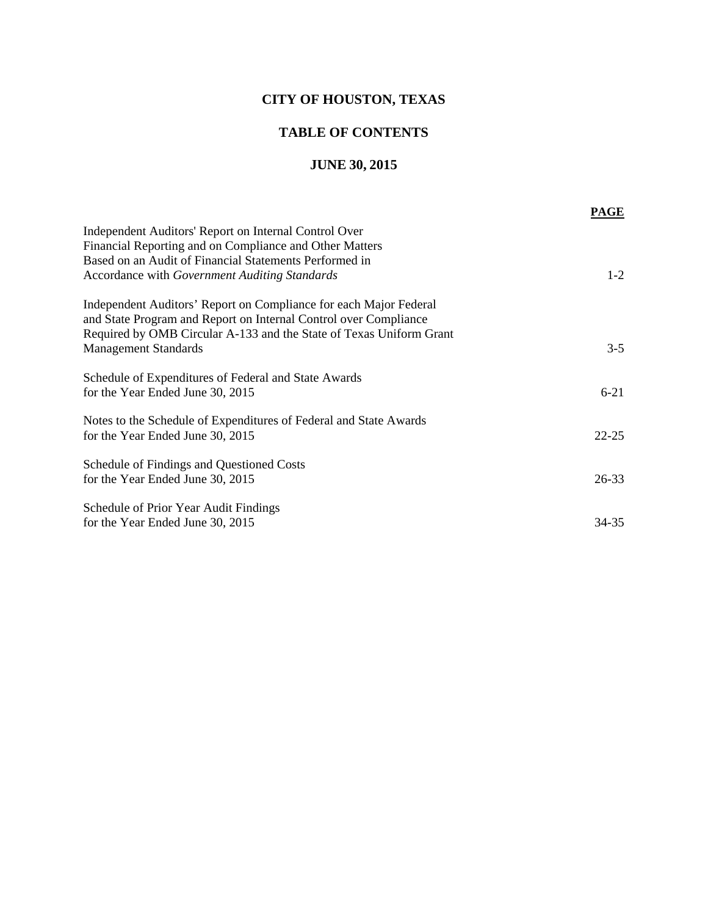# CITY OF HOUSTON, TEXAS

## TABLE OF CONTENTS

## JUNE 30, 2015

| | **PAGE** |
|---|---|
| Independent Auditors' Report on Internal Control Over Financial Reporting and on Compliance and Other Matters Based on an Audit of Financial Statements Performed in Accordance with *Government Auditing Standards* | 1-2 |
| Independent Auditors' Report on Compliance for each Major Federal and State Program and Report on Internal Control over Compliance Required by OMB Circular A-133 and the State of Texas Uniform Grant Management Standards | 3-5 |
| Schedule of Expenditures of Federal and State Awards for the Year Ended June 30, 2015 | 6-21 |
| Notes to the Schedule of Expenditures of Federal and State Awards for the Year Ended June 30, 2015 | 22-25 |
| Schedule of Findings and Questioned Costs for the Year Ended June 30, 2015 | 26-33 |
| Schedule of Prior Year Audit Findings for the Year Ended June 30, 2015 | 34-35 |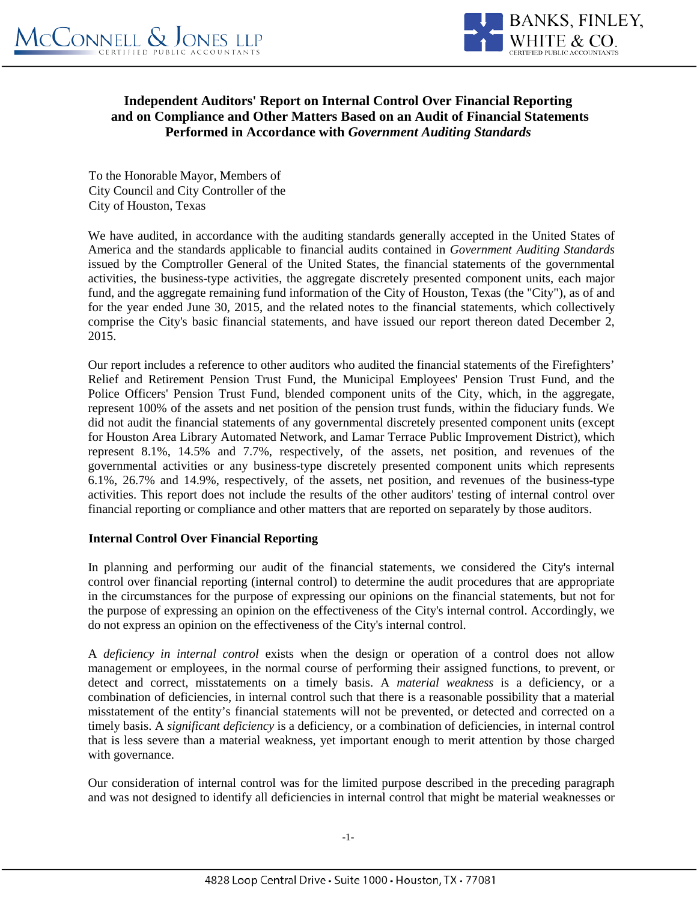## Independent Auditors' Report on Internal Control Over Financial Reporting and on Compliance and Other Matters Based on an Audit of Financial Statements Performed in Accordance with *Government Auditing Standards*

To the Honorable Mayor, Members of
City Council and City Controller of the
City of Houston, Texas

We have audited, in accordance with the auditing standards generally accepted in the United States of America and the standards applicable to financial audits contained in *Government Auditing Standards* issued by the Comptroller General of the United States, the financial statements of the governmental activities, the business-type activities, the aggregate discretely presented component units, each major fund, and the aggregate remaining fund information of the City of Houston, Texas (the "City"), as of and for the year ended June 30, 2015, and the related notes to the financial statements, which collectively comprise the City's basic financial statements, and have issued our report thereon dated December 2, 2015.

Our report includes a reference to other auditors who audited the financial statements of the Firefighters' Relief and Retirement Pension Trust Fund, the Municipal Employees' Pension Trust Fund, and the Police Officers' Pension Trust Fund, blended component units of the City, which, in the aggregate, represent 100% of the assets and net position of the pension trust funds, within the fiduciary funds. We did not audit the financial statements of any governmental discretely presented component units (except for Houston Area Library Automated Network, and Lamar Terrace Public Improvement District), which represent 8.1%, 14.5% and 7.7%, respectively, of the assets, net position, and revenues of the governmental activities or any business-type discretely presented component units which represents 6.1%, 26.7% and 14.9%, respectively, of the assets, net position, and revenues of the business-type activities. This report does not include the results of the other auditors' testing of internal control over financial reporting or compliance and other matters that are reported on separately by those auditors.

### Internal Control Over Financial Reporting

In planning and performing our audit of the financial statements, we considered the City's internal control over financial reporting (internal control) to determine the audit procedures that are appropriate in the circumstances for the purpose of expressing our opinions on the financial statements, but not for the purpose of expressing an opinion on the effectiveness of the City's internal control. Accordingly, we do not express an opinion on the effectiveness of the City's internal control.

A *deficiency in internal control* exists when the design or operation of a control does not allow management or employees, in the normal course of performing their assigned functions, to prevent, or detect and correct, misstatements on a timely basis. A *material weakness* is a deficiency, or a combination of deficiencies, in internal control such that there is a reasonable possibility that a material misstatement of the entity's financial statements will not be prevented, or detected and corrected on a timely basis. A *significant deficiency* is a deficiency, or a combination of deficiencies, in internal control that is less severe than a material weakness, yet important enough to merit attention by those charged with governance.

Our consideration of internal control was for the limited purpose described in the preceding paragraph and was not designed to identify all deficiencies in internal control that might be material weaknesses or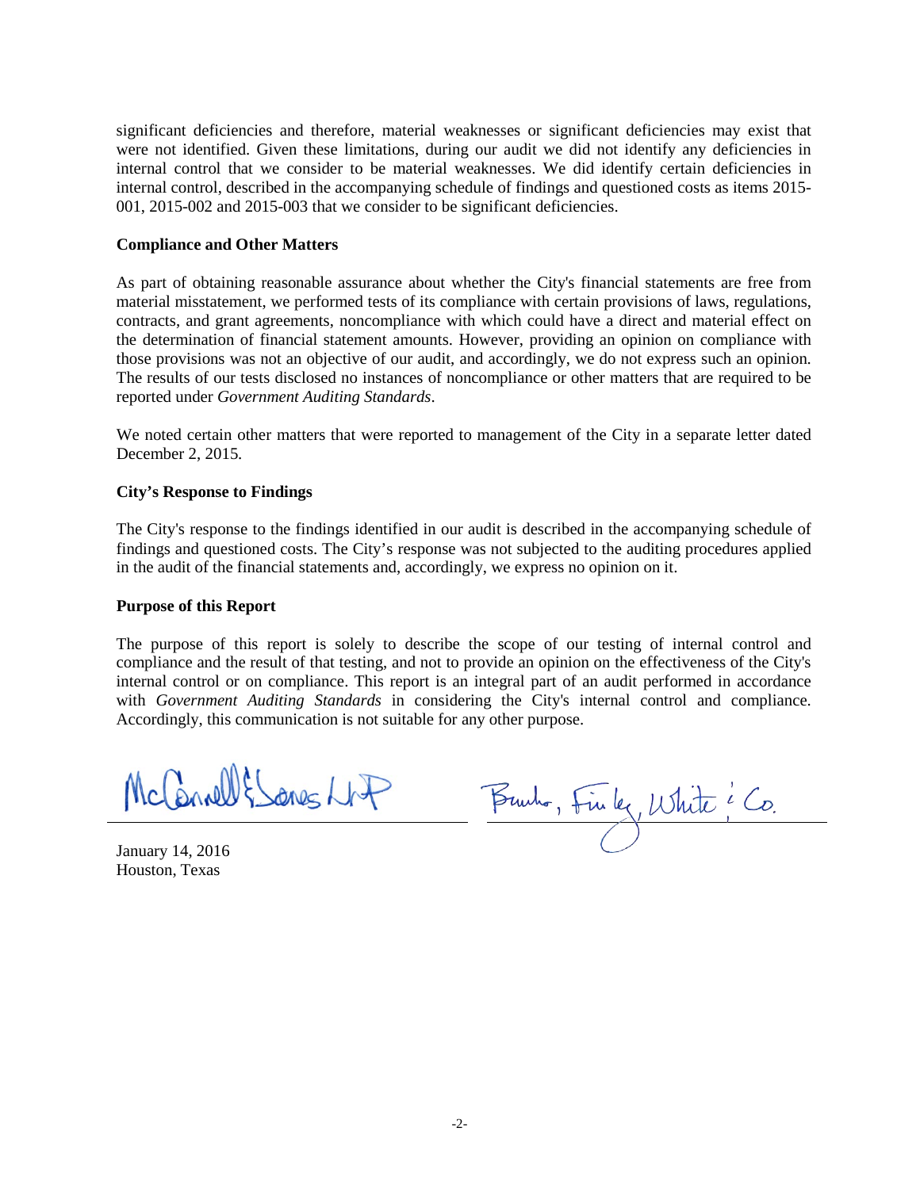significant deficiencies and therefore, material weaknesses or significant deficiencies may exist that were not identified. Given these limitations, during our audit we did not identify any deficiencies in internal control that we consider to be material weaknesses. We did identify certain deficiencies in internal control, described in the accompanying schedule of findings and questioned costs as items 2015-001, 2015-002 and 2015-003 that we consider to be significant deficiencies.

**Compliance and Other Matters**

As part of obtaining reasonable assurance about whether the City's financial statements are free from material misstatement, we performed tests of its compliance with certain provisions of laws, regulations, contracts, and grant agreements, noncompliance with which could have a direct and material effect on the determination of financial statement amounts. However, providing an opinion on compliance with those provisions was not an objective of our audit, and accordingly, we do not express such an opinion. The results of our tests disclosed no instances of noncompliance or other matters that are required to be reported under *Government Auditing Standards*.

We noted certain other matters that were reported to management of the City in a separate letter dated December 2, 2015.

**City's Response to Findings**

The City's response to the findings identified in our audit is described in the accompanying schedule of findings and questioned costs. The City's response was not subjected to the auditing procedures applied in the audit of the financial statements and, accordingly, we express no opinion on it.

**Purpose of this Report**

The purpose of this report is solely to describe the scope of our testing of internal control and compliance and the result of that testing, and not to provide an opinion on the effectiveness of the City's internal control or on compliance. This report is an integral part of an audit performed in accordance with *Government Auditing Standards* in considering the City's internal control and compliance. Accordingly, this communication is not suitable for any other purpose.

McConnell & Jones LLP

Banks, Finley, White & Co.

January 14, 2016
Houston, Texas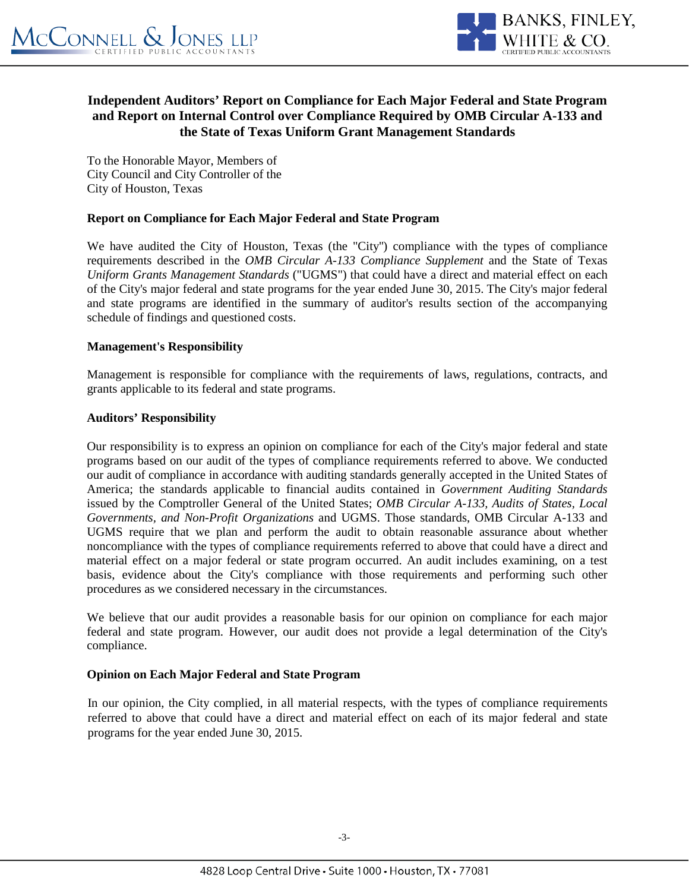## Independent Auditors' Report on Compliance for Each Major Federal and State Program and Report on Internal Control over Compliance Required by OMB Circular A-133 and the State of Texas Uniform Grant Management Standards

To the Honorable Mayor, Members of
City Council and City Controller of the
City of Houston, Texas

### Report on Compliance for Each Major Federal and State Program

We have audited the City of Houston, Texas (the "City") compliance with the types of compliance requirements described in the *OMB Circular A-133 Compliance Supplement* and the State of Texas *Uniform Grants Management Standards* ("UGMS") that could have a direct and material effect on each of the City's major federal and state programs for the year ended June 30, 2015. The City's major federal and state programs are identified in the summary of auditor's results section of the accompanying schedule of findings and questioned costs.

### Management's Responsibility

Management is responsible for compliance with the requirements of laws, regulations, contracts, and grants applicable to its federal and state programs.

### Auditors' Responsibility

Our responsibility is to express an opinion on compliance for each of the City's major federal and state programs based on our audit of the types of compliance requirements referred to above. We conducted our audit of compliance in accordance with auditing standards generally accepted in the United States of America; the standards applicable to financial audits contained in *Government Auditing Standards* issued by the Comptroller General of the United States; *OMB Circular A-133, Audits of States, Local Governments, and Non-Profit Organizations* and UGMS. Those standards, OMB Circular A-133 and UGMS require that we plan and perform the audit to obtain reasonable assurance about whether noncompliance with the types of compliance requirements referred to above that could have a direct and material effect on a major federal or state program occurred. An audit includes examining, on a test basis, evidence about the City's compliance with those requirements and performing such other procedures as we considered necessary in the circumstances.

We believe that our audit provides a reasonable basis for our opinion on compliance for each major federal and state program. However, our audit does not provide a legal determination of the City's compliance.

### Opinion on Each Major Federal and State Program

In our opinion, the City complied, in all material respects, with the types of compliance requirements referred to above that could have a direct and material effect on each of its major federal and state programs for the year ended June 30, 2015.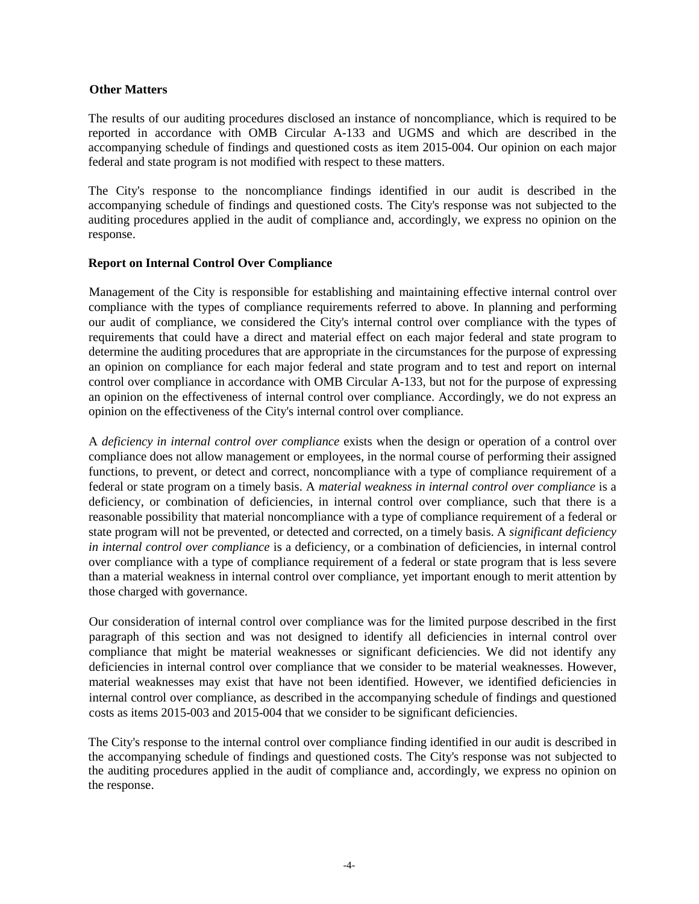### Other Matters

The results of our auditing procedures disclosed an instance of noncompliance, which is required to be reported in accordance with OMB Circular A-133 and UGMS and which are described in the accompanying schedule of findings and questioned costs as item 2015-004. Our opinion on each major federal and state program is not modified with respect to these matters.

The City's response to the noncompliance findings identified in our audit is described in the accompanying schedule of findings and questioned costs. The City's response was not subjected to the auditing procedures applied in the audit of compliance and, accordingly, we express no opinion on the response.

### Report on Internal Control Over Compliance

Management of the City is responsible for establishing and maintaining effective internal control over compliance with the types of compliance requirements referred to above. In planning and performing our audit of compliance, we considered the City's internal control over compliance with the types of requirements that could have a direct and material effect on each major federal and state program to determine the auditing procedures that are appropriate in the circumstances for the purpose of expressing an opinion on compliance for each major federal and state program and to test and report on internal control over compliance in accordance with OMB Circular A-133, but not for the purpose of expressing an opinion on the effectiveness of internal control over compliance. Accordingly, we do not express an opinion on the effectiveness of the City's internal control over compliance.

A *deficiency in internal control over compliance* exists when the design or operation of a control over compliance does not allow management or employees, in the normal course of performing their assigned functions, to prevent, or detect and correct, noncompliance with a type of compliance requirement of a federal or state program on a timely basis. A *material weakness in internal control over compliance* is a deficiency, or combination of deficiencies, in internal control over compliance, such that there is a reasonable possibility that material noncompliance with a type of compliance requirement of a federal or state program will not be prevented, or detected and corrected, on a timely basis. A *significant deficiency in internal control over compliance* is a deficiency, or a combination of deficiencies, in internal control over compliance with a type of compliance requirement of a federal or state program that is less severe than a material weakness in internal control over compliance, yet important enough to merit attention by those charged with governance.

Our consideration of internal control over compliance was for the limited purpose described in the first paragraph of this section and was not designed to identify all deficiencies in internal control over compliance that might be material weaknesses or significant deficiencies. We did not identify any deficiencies in internal control over compliance that we consider to be material weaknesses. However, material weaknesses may exist that have not been identified. However, we identified deficiencies in internal control over compliance, as described in the accompanying schedule of findings and questioned costs as items 2015-003 and 2015-004 that we consider to be significant deficiencies.

The City's response to the internal control over compliance finding identified in our audit is described in the accompanying schedule of findings and questioned costs. The City's response was not subjected to the auditing procedures applied in the audit of compliance and, accordingly, we express no opinion on the response.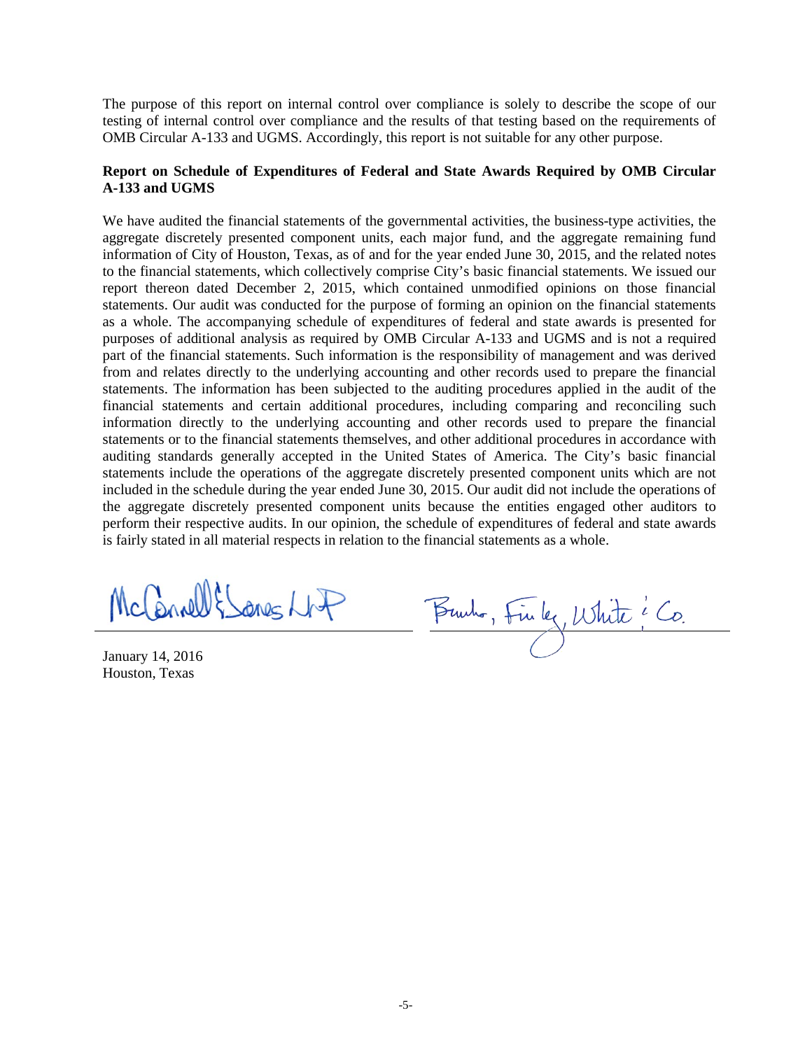The purpose of this report on internal control over compliance is solely to describe the scope of our testing of internal control over compliance and the results of that testing based on the requirements of OMB Circular A-133 and UGMS. Accordingly, this report is not suitable for any other purpose.

**Report on Schedule of Expenditures of Federal and State Awards Required by OMB Circular A-133 and UGMS**

We have audited the financial statements of the governmental activities, the business-type activities, the aggregate discretely presented component units, each major fund, and the aggregate remaining fund information of City of Houston, Texas, as of and for the year ended June 30, 2015, and the related notes to the financial statements, which collectively comprise City's basic financial statements. We issued our report thereon dated December 2, 2015, which contained unmodified opinions on those financial statements. Our audit was conducted for the purpose of forming an opinion on the financial statements as a whole. The accompanying schedule of expenditures of federal and state awards is presented for purposes of additional analysis as required by OMB Circular A-133 and UGMS and is not a required part of the financial statements. Such information is the responsibility of management and was derived from and relates directly to the underlying accounting and other records used to prepare the financial statements. The information has been subjected to the auditing procedures applied in the audit of the financial statements and certain additional procedures, including comparing and reconciling such information directly to the underlying accounting and other records used to prepare the financial statements or to the financial statements themselves, and other additional procedures in accordance with auditing standards generally accepted in the United States of America. The City's basic financial statements include the operations of the aggregate discretely presented component units which are not included in the schedule during the year ended June 30, 2015. Our audit did not include the operations of the aggregate discretely presented component units because the entities engaged other auditors to perform their respective audits. In our opinion, the schedule of expenditures of federal and state awards is fairly stated in all material respects in relation to the financial statements as a whole.

McConnell & Jones LLP

Banks, Finley, White & Co.

January 14, 2016
Houston, Texas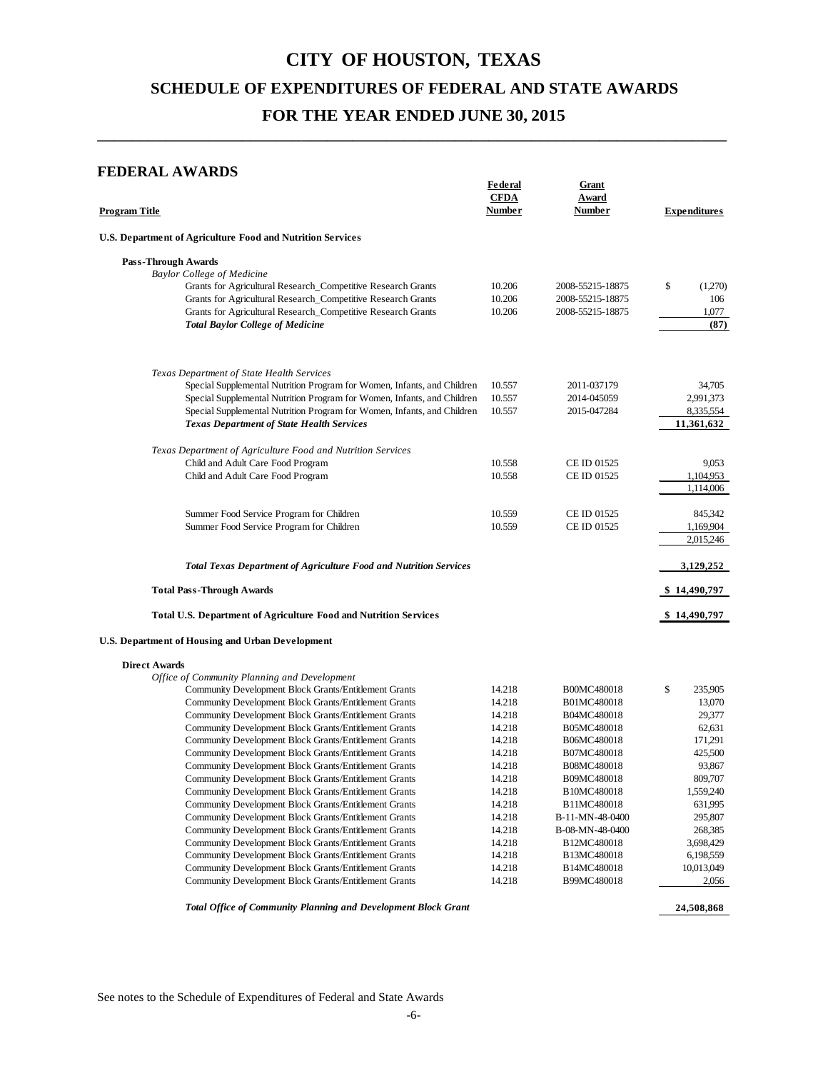# CITY OF HOUSTON, TEXAS

## SCHEDULE OF EXPENDITURES OF FEDERAL AND STATE AWARDS

## FOR THE YEAR ENDED JUNE 30, 2015

### FEDERAL AWARDS

| Program Title | Federal CFDA Number | Grant Award Number | Expenditures |
|---|---|---|---|
| **U.S. Department of Agriculture Food and Nutrition Services** | | | |
| **Pass-Through Awards** | | | |
| *Baylor College of Medicine* | | | |
| Grants for Agricultural Research_Competitive Research Grants | 10.206 | 2008-55215-18875 | $ (1,270) |
| Grants for Agricultural Research_Competitive Research Grants | 10.206 | 2008-55215-18875 | 106 |
| Grants for Agricultural Research_Competitive Research Grants | 10.206 | 2008-55215-18875 | 1,077 |
| ***Total Baylor College of Medicine*** | | | **(87)** |
| *Texas Department of State Health Services* | | | |
| Special Supplemental Nutrition Program for Women, Infants, and Children | 10.557 | 2011-037179 | 34,705 |
| Special Supplemental Nutrition Program for Women, Infants, and Children | 10.557 | 2014-045059 | 2,991,373 |
| Special Supplemental Nutrition Program for Women, Infants, and Children | 10.557 | 2015-047284 | 8,335,554 |
| ***Texas Department of State Health Services*** | | | **11,361,632** |
| *Texas Department of Agriculture Food and Nutrition Services* | | | |
| Child and Adult Care Food Program | 10.558 | CE ID 01525 | 9,053 |
| Child and Adult Care Food Program | 10.558 | CE ID 01525 | 1,104,953 |
| | | | 1,114,006 |
| Summer Food Service Program for Children | 10.559 | CE ID 01525 | 845,342 |
| Summer Food Service Program for Children | 10.559 | CE ID 01525 | 1,169,904 |
| | | | 2,015,246 |
| ***Total Texas Department of Agriculture Food and Nutrition Services*** | | | **3,129,252** |
| **Total Pass-Through Awards** | | | **$ 14,490,797** |
| **Total U.S. Department of Agriculture Food and Nutrition Services** | | | **$ 14,490,797** |
| **U.S. Department of Housing and Urban Development** | | | |
| **Direct Awards** | | | |
| *Office of Community Planning and Development* | | | |
| Community Development Block Grants/Entitlement Grants | 14.218 | B00MC480018 | $ 235,905 |
| Community Development Block Grants/Entitlement Grants | 14.218 | B01MC480018 | 13,070 |
| Community Development Block Grants/Entitlement Grants | 14.218 | B04MC480018 | 29,377 |
| Community Development Block Grants/Entitlement Grants | 14.218 | B05MC480018 | 62,631 |
| Community Development Block Grants/Entitlement Grants | 14.218 | B06MC480018 | 171,291 |
| Community Development Block Grants/Entitlement Grants | 14.218 | B07MC480018 | 425,500 |
| Community Development Block Grants/Entitlement Grants | 14.218 | B08MC480018 | 93,867 |
| Community Development Block Grants/Entitlement Grants | 14.218 | B09MC480018 | 809,707 |
| Community Development Block Grants/Entitlement Grants | 14.218 | B10MC480018 | 1,559,240 |
| Community Development Block Grants/Entitlement Grants | 14.218 | B11MC480018 | 631,995 |
| Community Development Block Grants/Entitlement Grants | 14.218 | B-11-MN-48-0400 | 295,807 |
| Community Development Block Grants/Entitlement Grants | 14.218 | B-08-MN-48-0400 | 268,385 |
| Community Development Block Grants/Entitlement Grants | 14.218 | B12MC480018 | 3,698,429 |
| Community Development Block Grants/Entitlement Grants | 14.218 | B13MC480018 | 6,198,559 |
| Community Development Block Grants/Entitlement Grants | 14.218 | B14MC480018 | 10,013,049 |
| Community Development Block Grants/Entitlement Grants | 14.218 | B99MC480018 | 2,056 |
| ***Total Office of Community Planning and Development Block Grant*** | | | **24,508,868** |

See notes to the Schedule of Expenditures of Federal and State Awards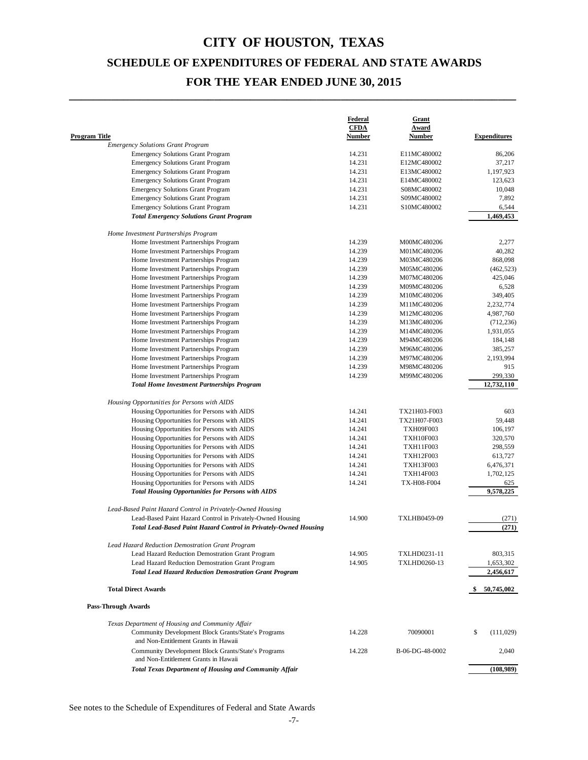# CITY OF HOUSTON, TEXAS

## SCHEDULE OF EXPENDITURES OF FEDERAL AND STATE AWARDS

## FOR THE YEAR ENDED JUNE 30, 2015

| Program Title | Federal CFDA Number | Grant Award Number | Expenditures |
|---|---|---|---|
| *Emergency Solutions Grant Program* | | | |
| Emergency Solutions Grant Program | 14.231 | E11MC480002 | 86,206 |
| Emergency Solutions Grant Program | 14.231 | E12MC480002 | 37,217 |
| Emergency Solutions Grant Program | 14.231 | E13MC480002 | 1,197,923 |
| Emergency Solutions Grant Program | 14.231 | E14MC480002 | 123,623 |
| Emergency Solutions Grant Program | 14.231 | S08MC480002 | 10,048 |
| Emergency Solutions Grant Program | 14.231 | S09MC480002 | 7,892 |
| Emergency Solutions Grant Program | 14.231 | S10MC480002 | 6,544 |
| ***Total Emergency Solutions Grant Program*** | | | **1,469,453** |
| *Home Investment Partnerships Program* | | | |
| Home Investment Partnerships Program | 14.239 | M00MC480206 | 2,277 |
| Home Investment Partnerships Program | 14.239 | M01MC480206 | 40,282 |
| Home Investment Partnerships Program | 14.239 | M03MC480206 | 868,098 |
| Home Investment Partnerships Program | 14.239 | M05MC480206 | (462,523) |
| Home Investment Partnerships Program | 14.239 | M07MC480206 | 425,046 |
| Home Investment Partnerships Program | 14.239 | M09MC480206 | 6,528 |
| Home Investment Partnerships Program | 14.239 | M10MC480206 | 349,405 |
| Home Investment Partnerships Program | 14.239 | M11MC480206 | 2,232,774 |
| Home Investment Partnerships Program | 14.239 | M12MC480206 | 4,987,760 |
| Home Investment Partnerships Program | 14.239 | M13MC480206 | (712,236) |
| Home Investment Partnerships Program | 14.239 | M14MC480206 | 1,931,055 |
| Home Investment Partnerships Program | 14.239 | M94MC480206 | 184,148 |
| Home Investment Partnerships Program | 14.239 | M96MC480206 | 385,257 |
| Home Investment Partnerships Program | 14.239 | M97MC480206 | 2,193,994 |
| Home Investment Partnerships Program | 14.239 | M98MC480206 | 915 |
| Home Investment Partnerships Program | 14.239 | M99MC480206 | 299,330 |
| ***Total Home Investment Partnerships Program*** | | | **12,732,110** |
| *Housing Opportunities for Persons with AIDS* | | | |
| Housing Opportunities for Persons with AIDS | 14.241 | TX21H03-F003 | 603 |
| Housing Opportunities for Persons with AIDS | 14.241 | TX21H07-F003 | 59,448 |
| Housing Opportunities for Persons with AIDS | 14.241 | TXH09F003 | 106,197 |
| Housing Opportunities for Persons with AIDS | 14.241 | TXH10F003 | 320,570 |
| Housing Opportunities for Persons with AIDS | 14.241 | TXH11F003 | 298,559 |
| Housing Opportunities for Persons with AIDS | 14.241 | TXH12F003 | 613,727 |
| Housing Opportunities for Persons with AIDS | 14.241 | TXH13F003 | 6,476,371 |
| Housing Opportunities for Persons with AIDS | 14.241 | TXH14F003 | 1,702,125 |
| Housing Opportunities for Persons with AIDS | 14.241 | TX-H08-F004 | 625 |
| ***Total Housing Opportunities for Persons with AIDS*** | | | **9,578,225** |
| *Lead-Based Paint Hazard Control in Privately-Owned Housing* | | | |
| Lead-Based Paint Hazard Control in Privately-Owned Housing | 14.900 | TXLHB0459-09 | (271) |
| ***Total Lead-Based Paint Hazard Control in Privately-Owned Housing*** | | | **(271)** |
| *Lead Hazard Reduction Demostration Grant Program* | | | |
| Lead Hazard Reduction Demostration Grant Program | 14.905 | TXLHD0231-11 | 803,315 |
| Lead Hazard Reduction Demostration Grant Program | 14.905 | TXLHD0260-13 | 1,653,302 |
| ***Total Lead Hazard Reduction Demostration Grant Program*** | | | **2,456,617** |
| **Total Direct Awards** | | | **$ 50,745,002** |
| **Pass-Through Awards** | | | |
| *Texas Department of Housing and Community Affair* | | | |
| Community Development Block Grants/State's Programs and Non-Entitlement Grants in Hawaii | 14.228 | 70090001 | $ (111,029) |
| Community Development Block Grants/State's Programs and Non-Entitlement Grants in Hawaii | 14.228 | B-06-DG-48-0002 | 2,040 |
| ***Total Texas Department of Housing and Community Affair*** | | | **(108,989)** |

See notes to the Schedule of Expenditures of Federal and State Awards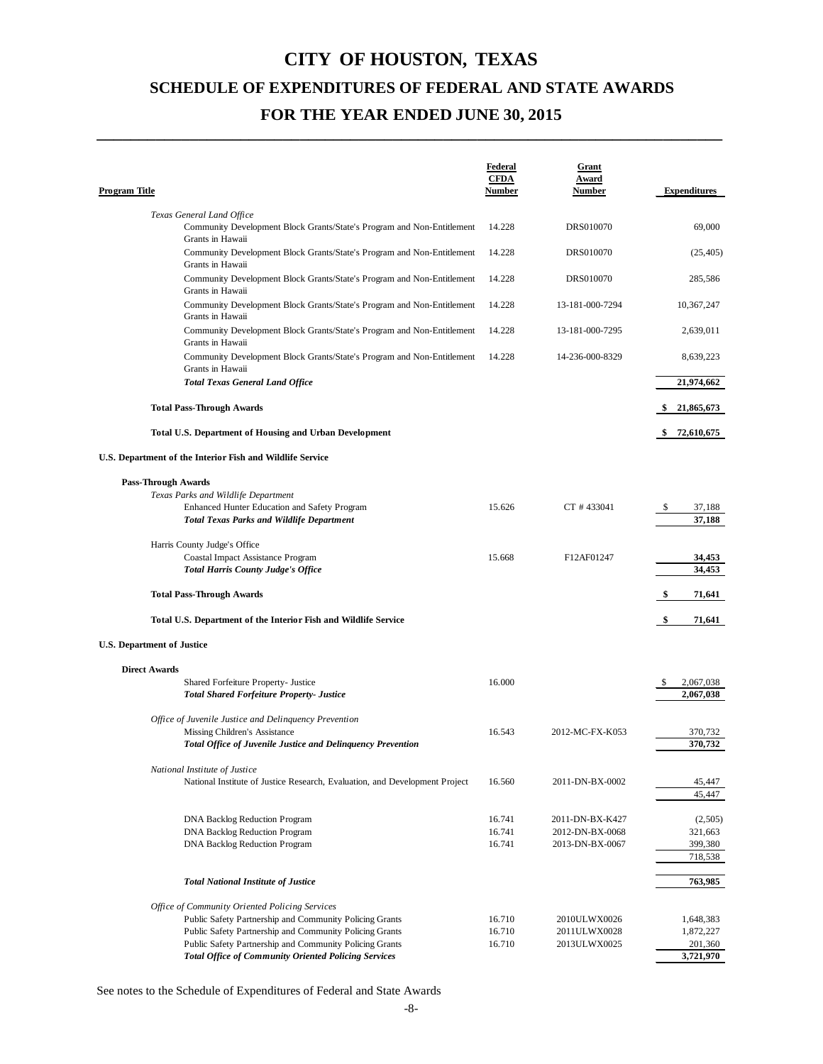# CITY OF HOUSTON, TEXAS

## SCHEDULE OF EXPENDITURES OF FEDERAL AND STATE AWARDS

## FOR THE YEAR ENDED JUNE 30, 2015

| Program Title | Federal CFDA Number | Grant Award Number | Expenditures |
|---|---|---|---|
| *Texas General Land Office* | | | |
| Community Development Block Grants/State's Program and Non-Entitlement Grants in Hawaii | 14.228 | DRS010070 | 69,000 |
| Community Development Block Grants/State's Program and Non-Entitlement Grants in Hawaii | 14.228 | DRS010070 | (25,405) |
| Community Development Block Grants/State's Program and Non-Entitlement Grants in Hawaii | 14.228 | DRS010070 | 285,586 |
| Community Development Block Grants/State's Program and Non-Entitlement Grants in Hawaii | 14.228 | 13-181-000-7294 | 10,367,247 |
| Community Development Block Grants/State's Program and Non-Entitlement Grants in Hawaii | 14.228 | 13-181-000-7295 | 2,639,011 |
| Community Development Block Grants/State's Program and Non-Entitlement Grants in Hawaii | 14.228 | 14-236-000-8329 | 8,639,223 |
| ***Total Texas General Land Office*** | | | **21,974,662** |
| **Total Pass-Through Awards** | | | **$ 21,865,673** |
| **Total U.S. Department of Housing and Urban Development** | | | **$ 72,610,675** |
| **U.S. Department of the Interior Fish and Wildlife Service** | | | |
| **Pass-Through Awards** | | | |
| *Texas Parks and Wildlife Department* | | | |
| Enhanced Hunter Education and Safety Program | 15.626 | CT # 433041 | $ 37,188 |
| ***Total Texas Parks and Wildlife Department*** | | | **37,188** |
| Harris County Judge's Office | | | |
| Coastal Impact Assistance Program | 15.668 | F12AF01247 | **34,453** |
| ***Total Harris County Judge's Office*** | | | **34,453** |
| **Total Pass-Through Awards** | | | **$ 71,641** |
| **Total U.S. Department of the Interior Fish and Wildlife Service** | | | **$ 71,641** |
| **U.S. Department of Justice** | | | |
| **Direct Awards** | | | |
| Shared Forfeiture Property- Justice | 16.000 | | $ 2,067,038 |
| ***Total Shared Forfeiture Property- Justice*** | | | **2,067,038** |
| *Office of Juvenile Justice and Delinquency Prevention* | | | |
| Missing Children's Assistance | 16.543 | 2012-MC-FX-K053 | 370,732 |
| ***Total Office of Juvenile Justice and Delinquency Prevention*** | | | **370,732** |
| *National Institute of Justice* | | | |
| National Institute of Justice Research, Evaluation, and Development Project | 16.560 | 2011-DN-BX-0002 | 45,447 |
| | | | 45,447 |
| DNA Backlog Reduction Program | 16.741 | 2011-DN-BX-K427 | (2,505) |
| DNA Backlog Reduction Program | 16.741 | 2012-DN-BX-0068 | 321,663 |
| DNA Backlog Reduction Program | 16.741 | 2013-DN-BX-0067 | 399,380 |
| | | | 718,538 |
| ***Total National Institute of Justice*** | | | **763,985** |
| *Office of Community Oriented Policing Services* | | | |
| Public Safety Partnership and Community Policing Grants | 16.710 | 2010ULWX0026 | 1,648,383 |
| Public Safety Partnership and Community Policing Grants | 16.710 | 2011ULWX0028 | 1,872,227 |
| Public Safety Partnership and Community Policing Grants | 16.710 | 2013ULWX0025 | 201,360 |
| ***Total Office of Community Oriented Policing Services*** | | | **3,721,970** |

See notes to the Schedule of Expenditures of Federal and State Awards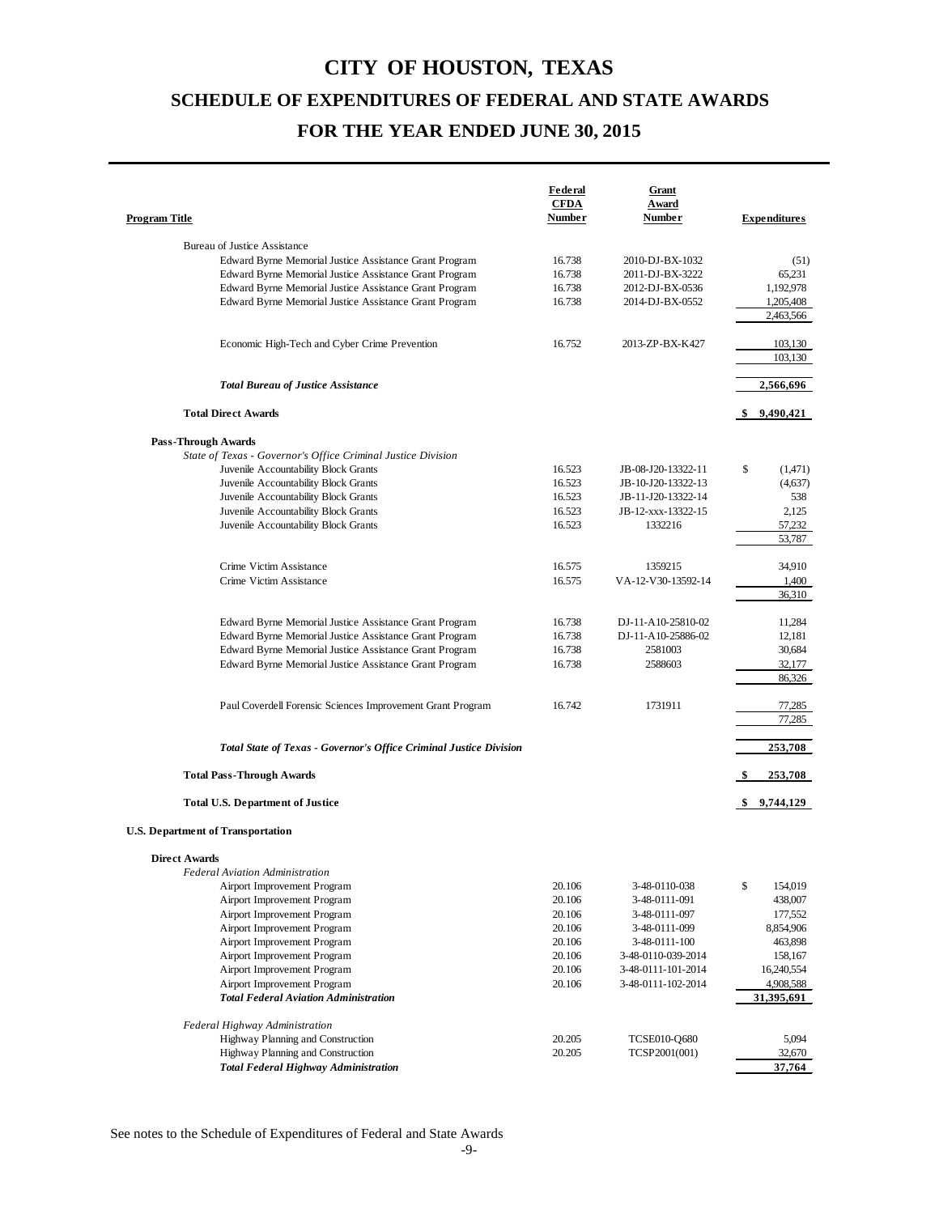# CITY OF HOUSTON, TEXAS

## SCHEDULE OF EXPENDITURES OF FEDERAL AND STATE AWARDS

## FOR THE YEAR ENDED JUNE 30, 2015

| Program Title | Federal CFDA Number | Grant Award Number | Expenditures |
|---|---|---|---|
| Bureau of Justice Assistance | | | |
| Edward Byrne Memorial Justice Assistance Grant Program | 16.738 | 2010-DJ-BX-1032 | (51) |
| Edward Byrne Memorial Justice Assistance Grant Program | 16.738 | 2011-DJ-BX-3222 | 65,231 |
| Edward Byrne Memorial Justice Assistance Grant Program | 16.738 | 2012-DJ-BX-0536 | 1,192,978 |
| Edward Byrne Memorial Justice Assistance Grant Program | 16.738 | 2014-DJ-BX-0552 | 1,205,408 |
| | | | 2,463,566 |
| Economic High-Tech and Cyber Crime Prevention | 16.752 | 2013-ZP-BX-K427 | 103,130 |
| | | | 103,130 |
| ***Total Bureau of Justice Assistance*** | | | **2,566,696** |
| **Total Direct Awards** | | | **$ 9,490,421** |
| **Pass-Through Awards** | | | |
| *State of Texas - Governor's Office Criminal Justice Division* | | | |
| Juvenile Accountability Block Grants | 16.523 | JB-08-J20-13322-11 | $ (1,471) |
| Juvenile Accountability Block Grants | 16.523 | JB-10-J20-13322-13 | (4,637) |
| Juvenile Accountability Block Grants | 16.523 | JB-11-J20-13322-14 | 538 |
| Juvenile Accountability Block Grants | 16.523 | JB-12-xxx-13322-15 | 2,125 |
| Juvenile Accountability Block Grants | 16.523 | 1332216 | 57,232 |
| | | | 53,787 |
| Crime Victim Assistance | 16.575 | 1359215 | 34,910 |
| Crime Victim Assistance | 16.575 | VA-12-V30-13592-14 | 1,400 |
| | | | 36,310 |
| Edward Byrne Memorial Justice Assistance Grant Program | 16.738 | DJ-11-A10-25810-02 | 11,284 |
| Edward Byrne Memorial Justice Assistance Grant Program | 16.738 | DJ-11-A10-25886-02 | 12,181 |
| Edward Byrne Memorial Justice Assistance Grant Program | 16.738 | 2581003 | 30,684 |
| Edward Byrne Memorial Justice Assistance Grant Program | 16.738 | 2588603 | 32,177 |
| | | | 86,326 |
| Paul Coverdell Forensic Sciences Improvement Grant Program | 16.742 | 1731911 | 77,285 |
| | | | 77,285 |
| ***Total State of Texas - Governor's Office Criminal Justice Division*** | | | **253,708** |
| **Total Pass-Through Awards** | | | **$ 253,708** |
| **Total U.S. Department of Justice** | | | **$ 9,744,129** |
| **U.S. Department of Transportation** | | | |
| **Direct Awards** | | | |
| *Federal Aviation Administration* | | | |
| Airport Improvement Program | 20.106 | 3-48-0110-038 | $ 154,019 |
| Airport Improvement Program | 20.106 | 3-48-0111-091 | 438,007 |
| Airport Improvement Program | 20.106 | 3-48-0111-097 | 177,552 |
| Airport Improvement Program | 20.106 | 3-48-0111-099 | 8,854,906 |
| Airport Improvement Program | 20.106 | 3-48-0111-100 | 463,898 |
| Airport Improvement Program | 20.106 | 3-48-0110-039-2014 | 158,167 |
| Airport Improvement Program | 20.106 | 3-48-0111-101-2014 | 16,240,554 |
| Airport Improvement Program | 20.106 | 3-48-0111-102-2014 | 4,908,588 |
| ***Total Federal Aviation Administration*** | | | **31,395,691** |
| *Federal Highway Administration* | | | |
| Highway Planning and Construction | 20.205 | TCSE010-Q680 | 5,094 |
| Highway Planning and Construction | 20.205 | TCSP2001(001) | 32,670 |
| ***Total Federal Highway Administration*** | | | **37,764** |

See notes to the Schedule of Expenditures of Federal and State Awards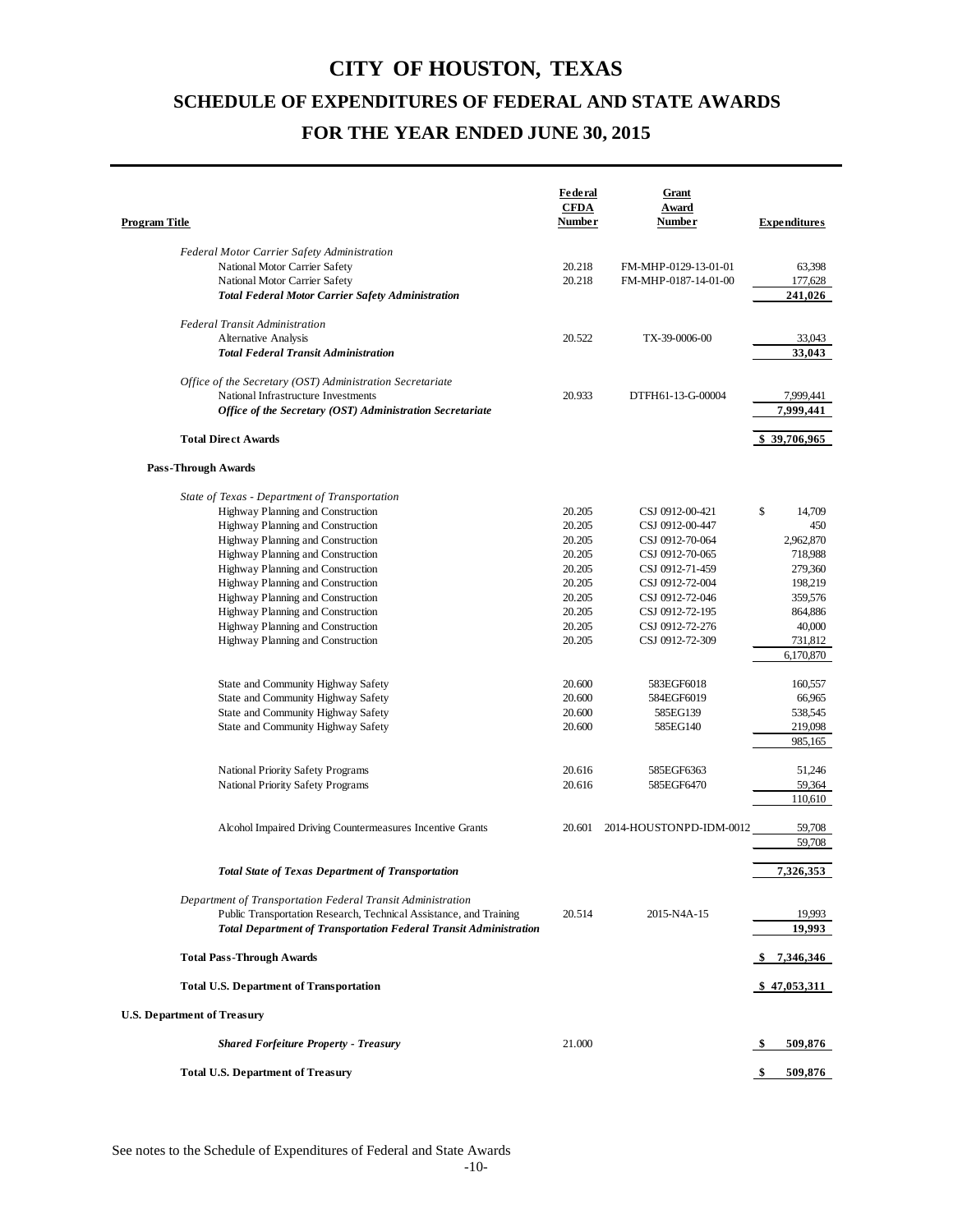# CITY OF HOUSTON, TEXAS

## SCHEDULE OF EXPENDITURES OF FEDERAL AND STATE AWARDS

## FOR THE YEAR ENDED JUNE 30, 2015

| Program Title | Federal CFDA Number | Grant Award Number | Expenditures |
|---|---|---|---|
| *Federal Motor Carrier Safety Administration* | | | |
| National Motor Carrier Safety | 20.218 | FM-MHP-0129-13-01-01 | 63,398 |
| National Motor Carrier Safety | 20.218 | FM-MHP-0187-14-01-00 | 177,628 |
| ***Total Federal Motor Carrier Safety Administration*** | | | **241,026** |
| *Federal Transit Administration* | | | |
| Alternative Analysis | 20.522 | TX-39-0006-00 | 33,043 |
| ***Total Federal Transit Administration*** | | | **33,043** |
| *Office of the Secretary (OST) Administration Secretariate* | | | |
| National Infrastructure Investments | 20.933 | DTFH61-13-G-00004 | 7,999,441 |
| ***Office of the Secretary (OST) Administration Secretariate*** | | | **7,999,441** |
| **Total Direct Awards** | | | **$ 39,706,965** |
| **Pass-Through Awards** | | | |
| *State of Texas - Department of Transportation* | | | |
| Highway Planning and Construction | 20.205 | CSJ 0912-00-421 | $ 14,709 |
| Highway Planning and Construction | 20.205 | CSJ 0912-00-447 | 450 |
| Highway Planning and Construction | 20.205 | CSJ 0912-70-064 | 2,962,870 |
| Highway Planning and Construction | 20.205 | CSJ 0912-70-065 | 718,988 |
| Highway Planning and Construction | 20.205 | CSJ 0912-71-459 | 279,360 |
| Highway Planning and Construction | 20.205 | CSJ 0912-72-004 | 198,219 |
| Highway Planning and Construction | 20.205 | CSJ 0912-72-046 | 359,576 |
| Highway Planning and Construction | 20.205 | CSJ 0912-72-195 | 864,886 |
| Highway Planning and Construction | 20.205 | CSJ 0912-72-276 | 40,000 |
| Highway Planning and Construction | 20.205 | CSJ 0912-72-309 | 731,812 |
| | | | 6,170,870 |
| State and Community Highway Safety | 20.600 | 583EGF6018 | 160,557 |
| State and Community Highway Safety | 20.600 | 584EGF6019 | 66,965 |
| State and Community Highway Safety | 20.600 | 585EG139 | 538,545 |
| State and Community Highway Safety | 20.600 | 585EG140 | 219,098 |
| | | | 985,165 |
| National Priority Safety Programs | 20.616 | 585EGF6363 | 51,246 |
| National Priority Safety Programs | 20.616 | 585EGF6470 | 59,364 |
| | | | 110,610 |
| Alcohol Impaired Driving Countermeasures Incentive Grants | 20.601 | 2014-HOUSTONPD-IDM-0012 | 59,708 |
| | | | 59,708 |
| ***Total State of Texas Department of Transportation*** | | | **7,326,353** |
| *Department of Transportation Federal Transit Administration* | | | |
| Public Transportation Research, Technical Assistance, and Training | 20.514 | 2015-N4A-15 | 19,993 |
| ***Total Department of Transportation Federal Transit Administration*** | | | **19,993** |
| **Total Pass-Through Awards** | | | **$ 7,346,346** |
| **Total U.S. Department of Transportation** | | | **$ 47,053,311** |
| **U.S. Department of Treasury** | | | |
| ***Shared Forfeiture Property - Treasury*** | 21.000 | | **$ 509,876** |
| **Total U.S. Department of Treasury** | | | **$ 509,876** |

See notes to the Schedule of Expenditures of Federal and State Awards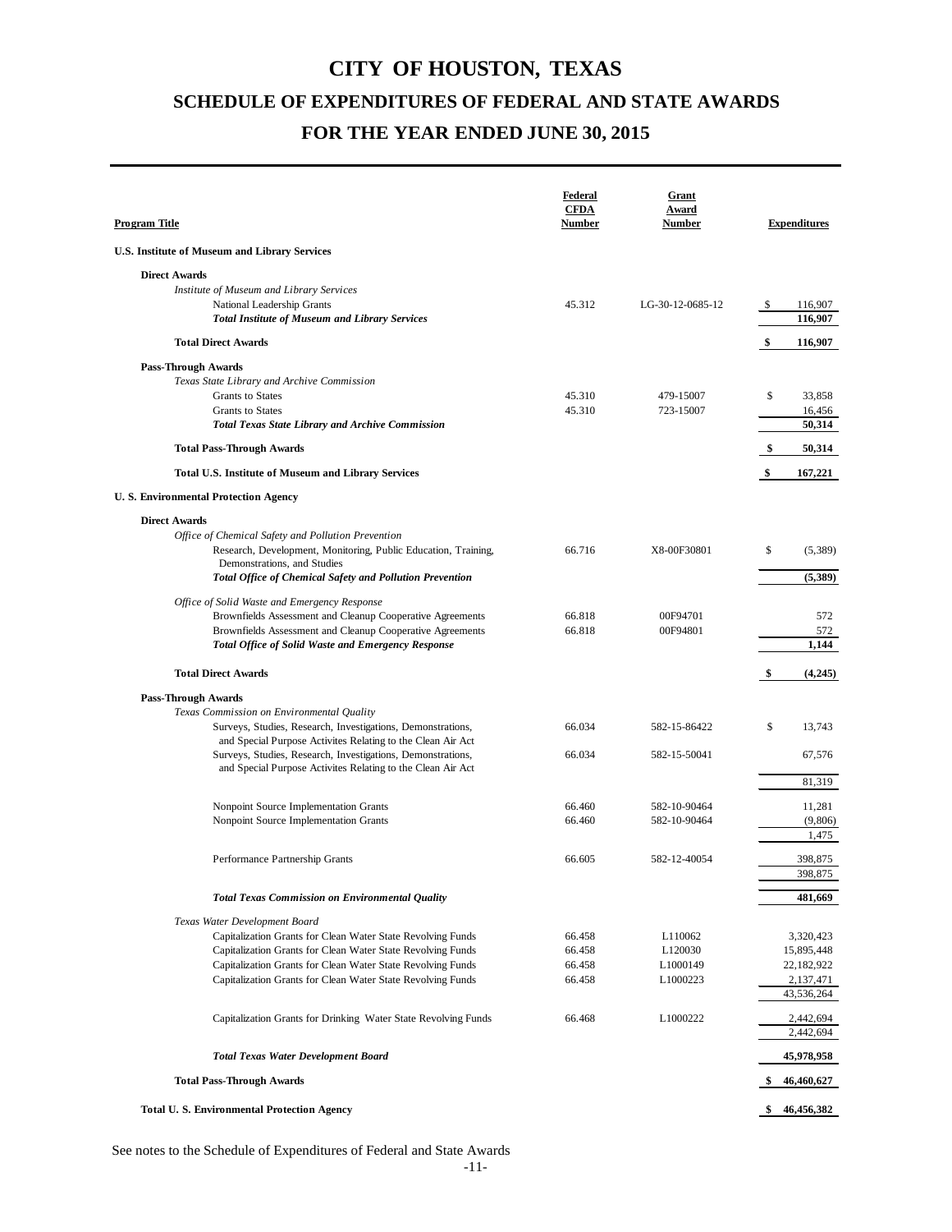# CITY OF HOUSTON, TEXAS

## SCHEDULE OF EXPENDITURES OF FEDERAL AND STATE AWARDS

## FOR THE YEAR ENDED JUNE 30, 2015

| Program Title | Federal CFDA Number | Grant Award Number | Expenditures |
|---|---|---|---|
| **U.S. Institute of Museum and Library Services** | | | |
| **Direct Awards** | | | |
| *Institute of Museum and Library Services* | | | |
| National Leadership Grants | 45.312 | LG-30-12-0685-12 | $ 116,907 |
| ***Total Institute of Museum and Library Services*** | | | **116,907** |
| **Total Direct Awards** | | | **$ 116,907** |
| **Pass-Through Awards** | | | |
| *Texas State Library and Archive Commission* | | | |
| Grants to States | 45.310 | 479-15007 | $ 33,858 |
| Grants to States | 45.310 | 723-15007 | 16,456 |
| ***Total Texas State Library and Archive Commission*** | | | **50,314** |
| **Total Pass-Through Awards** | | | **$ 50,314** |
| **Total U.S. Institute of Museum and Library Services** | | | **$ 167,221** |
| **U. S. Environmental Protection Agency** | | | |
| **Direct Awards** | | | |
| *Office of Chemical Safety and Pollution Prevention* | | | |
| Research, Development, Monitoring, Public Education, Training, Demonstrations, and Studies | 66.716 | X8-00F30801 | $ (5,389) |
| ***Total Office of Chemical Safety and Pollution Prevention*** | | | **(5,389)** |
| *Office of Solid Waste and Emergency Response* | | | |
| Brownfields Assessment and Cleanup Cooperative Agreements | 66.818 | 00F94701 | 572 |
| Brownfields Assessment and Cleanup Cooperative Agreements | 66.818 | 00F94801 | 572 |
| ***Total Office of Solid Waste and Emergency Response*** | | | **1,144** |
| **Total Direct Awards** | | | **$ (4,245)** |
| **Pass-Through Awards** | | | |
| *Texas Commission on Environmental Quality* | | | |
| Surveys, Studies, Research, Investigations, Demonstrations, and Special Purpose Activites Relating to the Clean Air Act | 66.034 | 582-15-86422 | $ 13,743 |
| Surveys, Studies, Research, Investigations, Demonstrations, and Special Purpose Activites Relating to the Clean Air Act | 66.034 | 582-15-50041 | 67,576 |
| | | | 81,319 |
| Nonpoint Source Implementation Grants | 66.460 | 582-10-90464 | 11,281 |
| Nonpoint Source Implementation Grants | 66.460 | 582-10-90464 | (9,806) |
| | | | 1,475 |
| Performance Partnership Grants | 66.605 | 582-12-40054 | 398,875 |
| | | | 398,875 |
| ***Total Texas Commission on Environmental Quality*** | | | **481,669** |
| *Texas Water Development Board* | | | |
| Capitalization Grants for Clean Water State Revolving Funds | 66.458 | L110062 | 3,320,423 |
| Capitalization Grants for Clean Water State Revolving Funds | 66.458 | L120030 | 15,895,448 |
| Capitalization Grants for Clean Water State Revolving Funds | 66.458 | L1000149 | 22,182,922 |
| Capitalization Grants for Clean Water State Revolving Funds | 66.458 | L1000223 | 2,137,471 |
| | | | 43,536,264 |
| Capitalization Grants for Drinking Water State Revolving Funds | 66.468 | L1000222 | 2,442,694 |
| | | | 2,442,694 |
| ***Total Texas Water Development Board*** | | | **45,978,958** |
| **Total Pass-Through Awards** | | | **$ 46,460,627** |
| **Total U. S. Environmental Protection Agency** | | | **$ 46,456,382** |

See notes to the Schedule of Expenditures of Federal and State Awards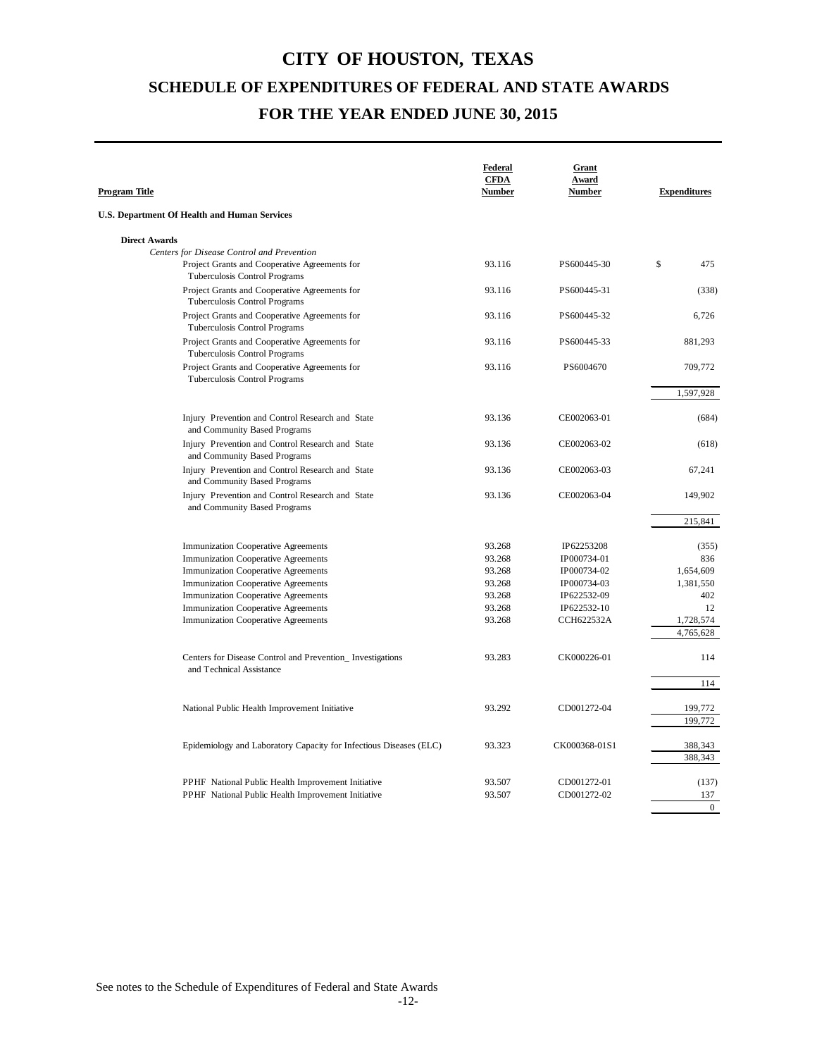# CITY OF HOUSTON, TEXAS

## SCHEDULE OF EXPENDITURES OF FEDERAL AND STATE AWARDS

## FOR THE YEAR ENDED JUNE 30, 2015

| Program Title | Federal CFDA Number | Grant Award Number | Expenditures |
|---|---|---|---|
| **U.S. Department Of Health and Human Services** | | | |
| **Direct Awards** | | | |
| *Centers for Disease Control and Prevention* | | | |
| Project Grants and Cooperative Agreements for Tuberculosis Control Programs | 93.116 | PS600445-30 | $ 475 |
| Project Grants and Cooperative Agreements for Tuberculosis Control Programs | 93.116 | PS600445-31 | (338) |
| Project Grants and Cooperative Agreements for Tuberculosis Control Programs | 93.116 | PS600445-32 | 6,726 |
| Project Grants and Cooperative Agreements for Tuberculosis Control Programs | 93.116 | PS600445-33 | 881,293 |
| Project Grants and Cooperative Agreements for Tuberculosis Control Programs | 93.116 | PS6004670 | 709,772 |
| | | | 1,597,928 |
| Injury Prevention and Control Research and State and Community Based Programs | 93.136 | CE002063-01 | (684) |
| Injury Prevention and Control Research and State and Community Based Programs | 93.136 | CE002063-02 | (618) |
| Injury Prevention and Control Research and State and Community Based Programs | 93.136 | CE002063-03 | 67,241 |
| Injury Prevention and Control Research and State and Community Based Programs | 93.136 | CE002063-04 | 149,902 |
| | | | 215,841 |
| Immunization Cooperative Agreements | 93.268 | IP62253208 | (355) |
| Immunization Cooperative Agreements | 93.268 | IP000734-01 | 836 |
| Immunization Cooperative Agreements | 93.268 | IP000734-02 | 1,654,609 |
| Immunization Cooperative Agreements | 93.268 | IP000734-03 | 1,381,550 |
| Immunization Cooperative Agreements | 93.268 | IP622532-09 | 402 |
| Immunization Cooperative Agreements | 93.268 | IP622532-10 | 12 |
| Immunization Cooperative Agreements | 93.268 | CCH622532A | 1,728,574 |
| | | | 4,765,628 |
| Centers for Disease Control and Prevention_ Investigations and Technical Assistance | 93.283 | CK000226-01 | 114 |
| | | | 114 |
| National Public Health Improvement Initiative | 93.292 | CD001272-04 | 199,772 |
| | | | 199,772 |
| Epidemiology and Laboratory Capacity for Infectious Diseases (ELC) | 93.323 | CK000368-01S1 | 388,343 |
| | | | 388,343 |
| PPHF National Public Health Improvement Initiative | 93.507 | CD001272-01 | (137) |
| PPHF National Public Health Improvement Initiative | 93.507 | CD001272-02 | 137 |
| | | | 0 |

See notes to the Schedule of Expenditures of Federal and State Awards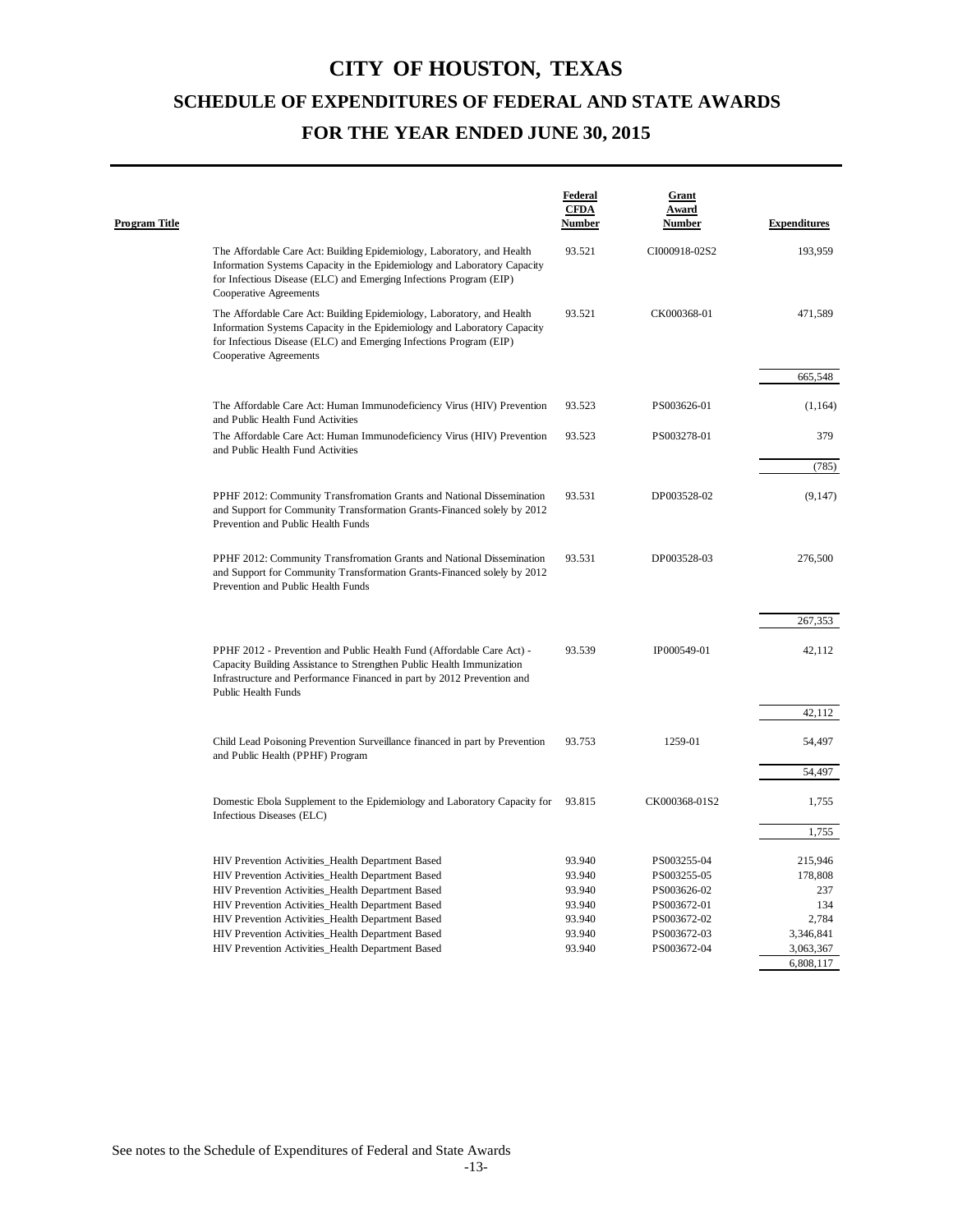# CITY OF HOUSTON, TEXAS

## SCHEDULE OF EXPENDITURES OF FEDERAL AND STATE AWARDS

## FOR THE YEAR ENDED JUNE 30, 2015

| Program Title | Federal CFDA Number | Grant Award Number | Expenditures |
|---|---|---|---|
| The Affordable Care Act: Building Epidemiology, Laboratory, and Health Information Systems Capacity in the Epidemiology and Laboratory Capacity for Infectious Disease (ELC) and Emerging Infections Program (EIP) Cooperative Agreements | 93.521 | CI000918-02S2 | 193,959 |
| The Affordable Care Act: Building Epidemiology, Laboratory, and Health Information Systems Capacity in the Epidemiology and Laboratory Capacity for Infectious Disease (ELC) and Emerging Infections Program (EIP) Cooperative Agreements | 93.521 | CK000368-01 | 471,589 |
| | | | 665,548 |
| The Affordable Care Act: Human Immunodeficiency Virus (HIV) Prevention and Public Health Fund Activities | 93.523 | PS003626-01 | (1,164) |
| The Affordable Care Act: Human Immunodeficiency Virus (HIV) Prevention and Public Health Fund Activities | 93.523 | PS003278-01 | 379 |
| | | | (785) |
| PPHF 2012: Community Transfromation Grants and National Dissemination and Support for Community Transformation Grants-Financed solely by 2012 Prevention and Public Health Funds | 93.531 | DP003528-02 | (9,147) |
| PPHF 2012: Community Transfromation Grants and National Dissemination and Support for Community Transformation Grants-Financed solely by 2012 Prevention and Public Health Funds | 93.531 | DP003528-03 | 276,500 |
| | | | 267,353 |
| PPHF 2012 - Prevention and Public Health Fund (Affordable Care Act) - Capacity Building Assistance to Strengthen Public Health Immunization Infrastructure and Performance Financed in part by 2012 Prevention and Public Health Funds | 93.539 | IP000549-01 | 42,112 |
| | | | 42,112 |
| Child Lead Poisoning Prevention Surveillance financed in part by Prevention and Public Health (PPHF) Program | 93.753 | 1259-01 | 54,497 |
| | | | 54,497 |
| Domestic Ebola Supplement to the Epidemiology and Laboratory Capacity for Infectious Diseases (ELC) | 93.815 | CK000368-01S2 | 1,755 |
| | | | 1,755 |
| HIV Prevention Activities_Health Department Based | 93.940 | PS003255-04 | 215,946 |
| HIV Prevention Activities_Health Department Based | 93.940 | PS003255-05 | 178,808 |
| HIV Prevention Activities_Health Department Based | 93.940 | PS003626-02 | 237 |
| HIV Prevention Activities_Health Department Based | 93.940 | PS003672-01 | 134 |
| HIV Prevention Activities_Health Department Based | 93.940 | PS003672-02 | 2,784 |
| HIV Prevention Activities_Health Department Based | 93.940 | PS003672-03 | 3,346,841 |
| HIV Prevention Activities_Health Department Based | 93.940 | PS003672-04 | 3,063,367 |
| | | | 6,808,117 |

See notes to the Schedule of Expenditures of Federal and State Awards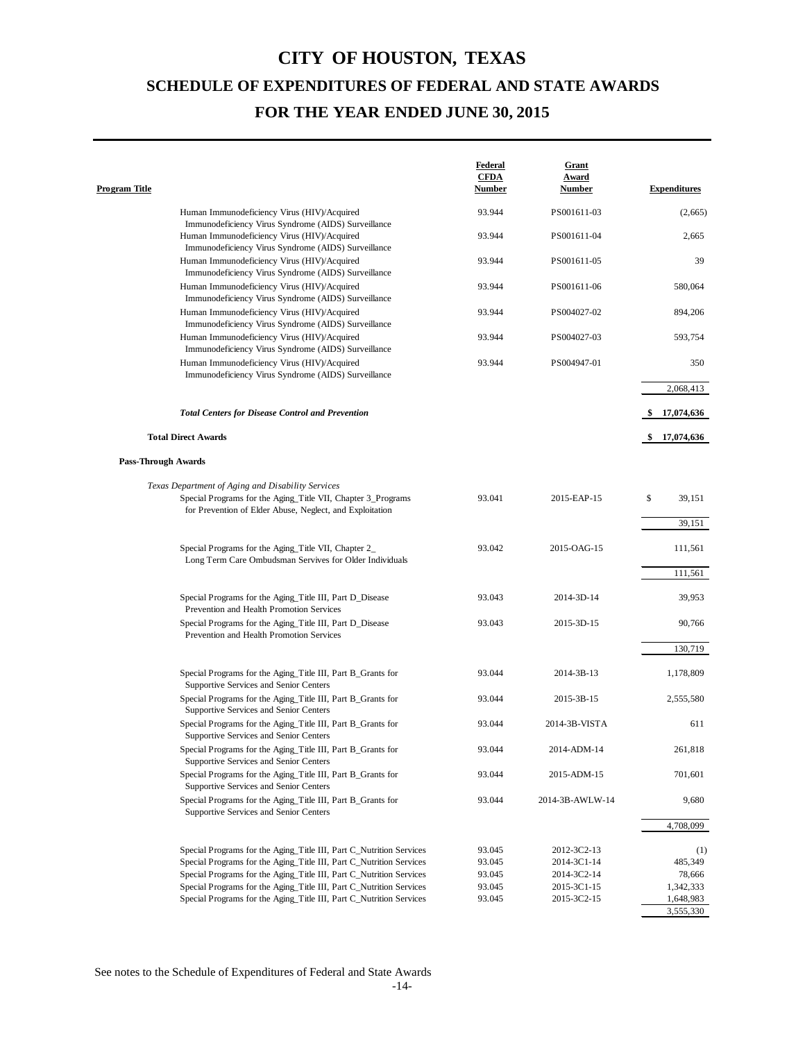# CITY OF HOUSTON, TEXAS

## SCHEDULE OF EXPENDITURES OF FEDERAL AND STATE AWARDS

## FOR THE YEAR ENDED JUNE 30, 2015

| Program Title | Federal CFDA Number | Grant Award Number | Expenditures |
|---|---|---|---|
| Human Immunodeficiency Virus (HIV)/Acquired Immunodeficiency Virus Syndrome (AIDS) Surveillance | 93.944 | PS001611-03 | (2,665) |
| Human Immunodeficiency Virus (HIV)/Acquired Immunodeficiency Virus Syndrome (AIDS) Surveillance | 93.944 | PS001611-04 | 2,665 |
| Human Immunodeficiency Virus (HIV)/Acquired Immunodeficiency Virus Syndrome (AIDS) Surveillance | 93.944 | PS001611-05 | 39 |
| Human Immunodeficiency Virus (HIV)/Acquired Immunodeficiency Virus Syndrome (AIDS) Surveillance | 93.944 | PS001611-06 | 580,064 |
| Human Immunodeficiency Virus (HIV)/Acquired Immunodeficiency Virus Syndrome (AIDS) Surveillance | 93.944 | PS004027-02 | 894,206 |
| Human Immunodeficiency Virus (HIV)/Acquired Immunodeficiency Virus Syndrome (AIDS) Surveillance | 93.944 | PS004027-03 | 593,754 |
| Human Immunodeficiency Virus (HIV)/Acquired Immunodeficiency Virus Syndrome (AIDS) Surveillance | 93.944 | PS004947-01 | 350 |
| | | | 2,068,413 |
| ***Total Centers for Disease Control and Prevention*** | | | **$ 17,074,636** |
| **Total Direct Awards** | | | **$ 17,074,636** |
| **Pass-Through Awards** | | | |
| *Texas Department of Aging and Disability Services* | | | |
| Special Programs for the Aging_Title VII, Chapter 3_Programs for Prevention of Elder Abuse, Neglect, and Exploitation | 93.041 | 2015-EAP-15 | $ 39,151 |
| | | | 39,151 |
| Special Programs for the Aging_Title VII, Chapter 2_ Long Term Care Ombudsman Servives for Older Individuals | 93.042 | 2015-OAG-15 | 111,561 |
| | | | 111,561 |
| Special Programs for the Aging_Title III, Part D_Disease Prevention and Health Promotion Services | 93.043 | 2014-3D-14 | 39,953 |
| Special Programs for the Aging_Title III, Part D_Disease Prevention and Health Promotion Services | 93.043 | 2015-3D-15 | 90,766 |
| | | | 130,719 |
| Special Programs for the Aging_Title III, Part B_Grants for Supportive Services and Senior Centers | 93.044 | 2014-3B-13 | 1,178,809 |
| Special Programs for the Aging_Title III, Part B_Grants for Supportive Services and Senior Centers | 93.044 | 2015-3B-15 | 2,555,580 |
| Special Programs for the Aging_Title III, Part B_Grants for Supportive Services and Senior Centers | 93.044 | 2014-3B-VISTA | 611 |
| Special Programs for the Aging_Title III, Part B_Grants for Supportive Services and Senior Centers | 93.044 | 2014-ADM-14 | 261,818 |
| Special Programs for the Aging_Title III, Part B_Grants for Supportive Services and Senior Centers | 93.044 | 2015-ADM-15 | 701,601 |
| Special Programs for the Aging_Title III, Part B_Grants for Supportive Services and Senior Centers | 93.044 | 2014-3B-AWLW-14 | 9,680 |
| | | | 4,708,099 |
| Special Programs for the Aging_Title III, Part C_Nutrition Services | 93.045 | 2012-3C2-13 | (1) |
| Special Programs for the Aging_Title III, Part C_Nutrition Services | 93.045 | 2014-3C1-14 | 485,349 |
| Special Programs for the Aging_Title III, Part C_Nutrition Services | 93.045 | 2014-3C2-14 | 78,666 |
| Special Programs for the Aging_Title III, Part C_Nutrition Services | 93.045 | 2015-3C1-15 | 1,342,333 |
| Special Programs for the Aging_Title III, Part C_Nutrition Services | 93.045 | 2015-3C2-15 | 1,648,983 |
| | | | 3,555,330 |

See notes to the Schedule of Expenditures of Federal and State Awards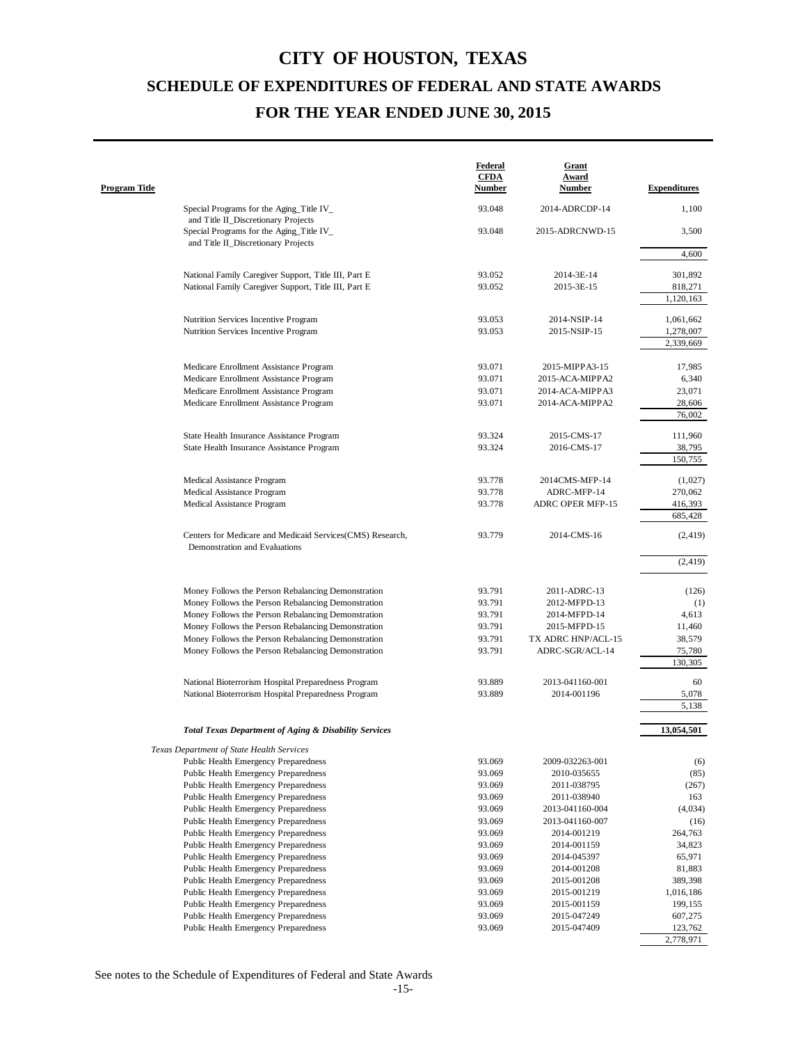# CITY OF HOUSTON, TEXAS

## SCHEDULE OF EXPENDITURES OF FEDERAL AND STATE AWARDS

## FOR THE YEAR ENDED JUNE 30, 2015

| Program Title | Federal CFDA Number | Grant Award Number | Expenditures |
|---|---|---|---|
| Special Programs for the Aging_Title IV_ and Title II_Discretionary Projects | 93.048 | 2014-ADRCDP-14 | 1,100 |
| Special Programs for the Aging_Title IV_ and Title II_Discretionary Projects | 93.048 | 2015-ADRCNWD-15 | 3,500 |
| | | | 4,600 |
| National Family Caregiver Support, Title III, Part E | 93.052 | 2014-3E-14 | 301,892 |
| National Family Caregiver Support, Title III, Part E | 93.052 | 2015-3E-15 | 818,271 |
| | | | 1,120,163 |
| Nutrition Services Incentive Program | 93.053 | 2014-NSIP-14 | 1,061,662 |
| Nutrition Services Incentive Program | 93.053 | 2015-NSIP-15 | 1,278,007 |
| | | | 2,339,669 |
| Medicare Enrollment Assistance Program | 93.071 | 2015-MIPPA3-15 | 17,985 |
| Medicare Enrollment Assistance Program | 93.071 | 2015-ACA-MIPPA2 | 6,340 |
| Medicare Enrollment Assistance Program | 93.071 | 2014-ACA-MIPPA3 | 23,071 |
| Medicare Enrollment Assistance Program | 93.071 | 2014-ACA-MIPPA2 | 28,606 |
| | | | 76,002 |
| State Health Insurance Assistance Program | 93.324 | 2015-CMS-17 | 111,960 |
| State Health Insurance Assistance Program | 93.324 | 2016-CMS-17 | 38,795 |
| | | | 150,755 |
| Medical Assistance Program | 93.778 | 2014CMS-MFP-14 | (1,027) |
| Medical Assistance Program | 93.778 | ADRC-MFP-14 | 270,062 |
| Medical Assistance Program | 93.778 | ADRC OPER MFP-15 | 416,393 |
| | | | 685,428 |
| Centers for Medicare and Medicaid Services(CMS) Research, Demonstration and Evaluations | 93.779 | 2014-CMS-16 | (2,419) |
| | | | (2,419) |
| Money Follows the Person Rebalancing Demonstration | 93.791 | 2011-ADRC-13 | (126) |
| Money Follows the Person Rebalancing Demonstration | 93.791 | 2012-MFPD-13 | (1) |
| Money Follows the Person Rebalancing Demonstration | 93.791 | 2014-MFPD-14 | 4,613 |
| Money Follows the Person Rebalancing Demonstration | 93.791 | 2015-MFPD-15 | 11,460 |
| Money Follows the Person Rebalancing Demonstration | 93.791 | TX ADRC HNP/ACL-15 | 38,579 |
| Money Follows the Person Rebalancing Demonstration | 93.791 | ADRC-SGR/ACL-14 | 75,780 |
| | | | 130,305 |
| National Bioterrorism Hospital Preparedness Program | 93.889 | 2013-041160-001 | 60 |
| National Bioterrorism Hospital Preparedness Program | 93.889 | 2014-001196 | 5,078 |
| | | | 5,138 |
| ***Total Texas Department of Aging & Disability Services*** | | | **13,054,501** |
| *Texas Department of State Health Services* | | | |
| Public Health Emergency Preparedness | 93.069 | 2009-032263-001 | (6) |
| Public Health Emergency Preparedness | 93.069 | 2010-035655 | (85) |
| Public Health Emergency Preparedness | 93.069 | 2011-038795 | (267) |
| Public Health Emergency Preparedness | 93.069 | 2011-038940 | 163 |
| Public Health Emergency Preparedness | 93.069 | 2013-041160-004 | (4,034) |
| Public Health Emergency Preparedness | 93.069 | 2013-041160-007 | (16) |
| Public Health Emergency Preparedness | 93.069 | 2014-001219 | 264,763 |
| Public Health Emergency Preparedness | 93.069 | 2014-001159 | 34,823 |
| Public Health Emergency Preparedness | 93.069 | 2014-045397 | 65,971 |
| Public Health Emergency Preparedness | 93.069 | 2014-001208 | 81,883 |
| Public Health Emergency Preparedness | 93.069 | 2015-001208 | 389,398 |
| Public Health Emergency Preparedness | 93.069 | 2015-001219 | 1,016,186 |
| Public Health Emergency Preparedness | 93.069 | 2015-001159 | 199,155 |
| Public Health Emergency Preparedness | 93.069 | 2015-047249 | 607,275 |
| Public Health Emergency Preparedness | 93.069 | 2015-047409 | 123,762 |
| | | | 2,778,971 |

See notes to the Schedule of Expenditures of Federal and State Awards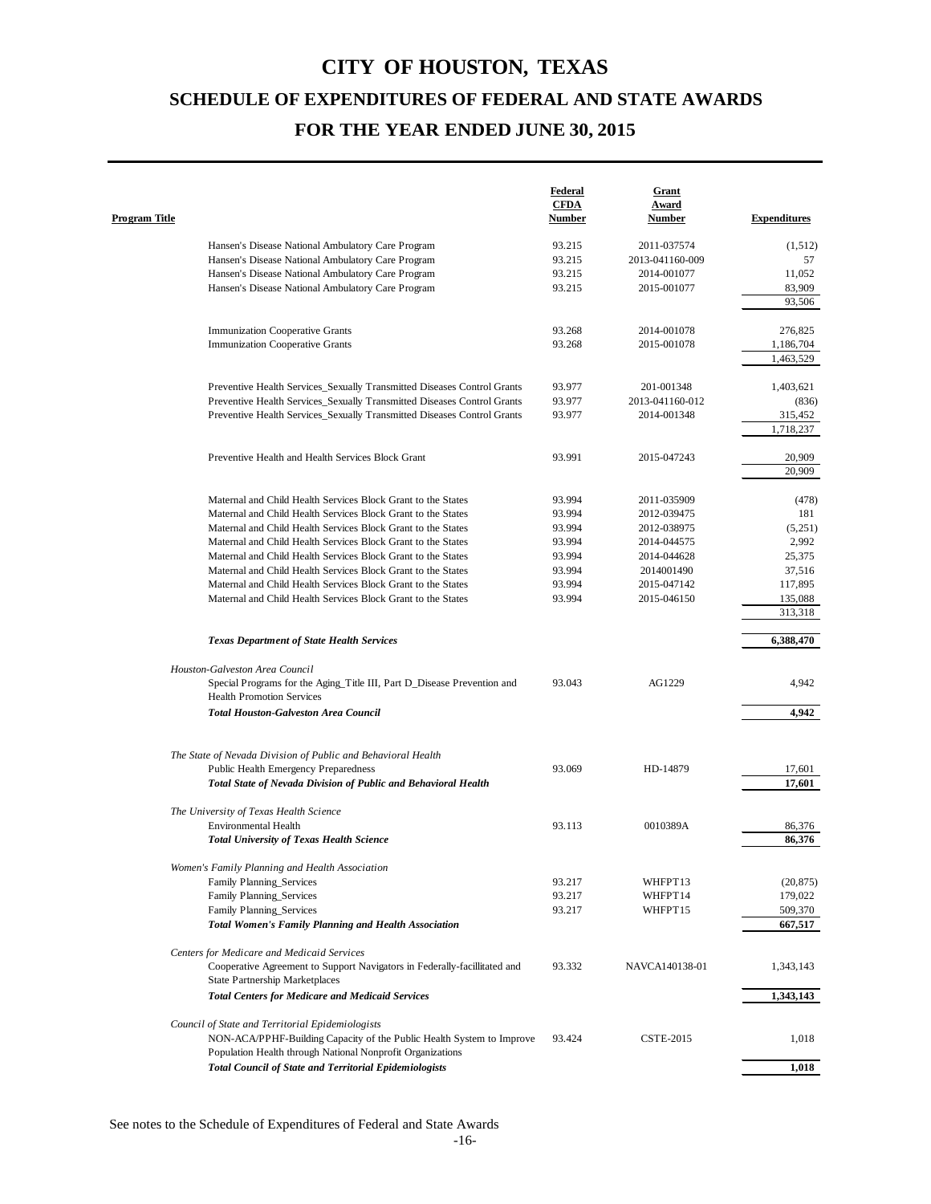# CITY OF HOUSTON, TEXAS

## SCHEDULE OF EXPENDITURES OF FEDERAL AND STATE AWARDS

## FOR THE YEAR ENDED JUNE 30, 2015

| Program Title | Federal CFDA Number | Grant Award Number | Expenditures |
|---|---|---|---|
| Hansen's Disease National Ambulatory Care Program | 93.215 | 2011-037574 | (1,512) |
| Hansen's Disease National Ambulatory Care Program | 93.215 | 2013-041160-009 | 57 |
| Hansen's Disease National Ambulatory Care Program | 93.215 | 2014-001077 | 11,052 |
| Hansen's Disease National Ambulatory Care Program | 93.215 | 2015-001077 | 83,909 |
| | | | 93,506 |
| Immunization Cooperative Grants | 93.268 | 2014-001078 | 276,825 |
| Immunization Cooperative Grants | 93.268 | 2015-001078 | 1,186,704 |
| | | | 1,463,529 |
| Preventive Health Services_Sexually Transmitted Diseases Control Grants | 93.977 | 201-001348 | 1,403,621 |
| Preventive Health Services_Sexually Transmitted Diseases Control Grants | 93.977 | 2013-041160-012 | (836) |
| Preventive Health Services_Sexually Transmitted Diseases Control Grants | 93.977 | 2014-001348 | 315,452 |
| | | | 1,718,237 |
| Preventive Health and Health Services Block Grant | 93.991 | 2015-047243 | 20,909 |
| | | | 20,909 |
| Maternal and Child Health Services Block Grant to the States | 93.994 | 2011-035909 | (478) |
| Maternal and Child Health Services Block Grant to the States | 93.994 | 2012-039475 | 181 |
| Maternal and Child Health Services Block Grant to the States | 93.994 | 2012-038975 | (5,251) |
| Maternal and Child Health Services Block Grant to the States | 93.994 | 2014-044575 | 2,992 |
| Maternal and Child Health Services Block Grant to the States | 93.994 | 2014-044628 | 25,375 |
| Maternal and Child Health Services Block Grant to the States | 93.994 | 2014001490 | 37,516 |
| Maternal and Child Health Services Block Grant to the States | 93.994 | 2015-047142 | 117,895 |
| Maternal and Child Health Services Block Grant to the States | 93.994 | 2015-046150 | 135,088 |
| | | | 313,318 |
| ***Texas Department of State Health Services*** | | | **6,388,470** |
| *Houston-Galveston Area Council* | | | |
| Special Programs for the Aging_Title III, Part D_Disease Prevention and Health Promotion Services | 93.043 | AG1229 | 4,942 |
| ***Total Houston-Galveston Area Council*** | | | **4,942** |
| *The State of Nevada Division of Public and Behavioral Health* | | | |
| Public Health Emergency Preparedness | 93.069 | HD-14879 | 17,601 |
| ***Total State of Nevada Division of Public and Behavioral Health*** | | | **17,601** |
| *The University of Texas Health Science* | | | |
| Environmental Health | 93.113 | 0010389A | 86,376 |
| ***Total University of Texas Health Science*** | | | **86,376** |
| *Women's Family Planning and Health Association* | | | |
| Family Planning_Services | 93.217 | WHFPT13 | (20,875) |
| Family Planning_Services | 93.217 | WHFPT14 | 179,022 |
| Family Planning_Services | 93.217 | WHFPT15 | 509,370 |
| ***Total Women's Family Planning and Health Association*** | | | **667,517** |
| *Centers for Medicare and Medicaid Services* | | | |
| Cooperative Agreement to Support Navigators in Federally-facillitated and State Partnership Marketplaces | 93.332 | NAVCA140138-01 | 1,343,143 |
| ***Total Centers for Medicare and Medicaid Services*** | | | **1,343,143** |
| *Council of State and Territorial Epidemiologists* | | | |
| NON-ACA/PPHF-Building Capacity of the Public Health System to Improve Population Health through National Nonprofit Organizations | 93.424 | CSTE-2015 | 1,018 |
| ***Total Council of State and Territorial Epidemiologists*** | | | **1,018** |

See notes to the Schedule of Expenditures of Federal and State Awards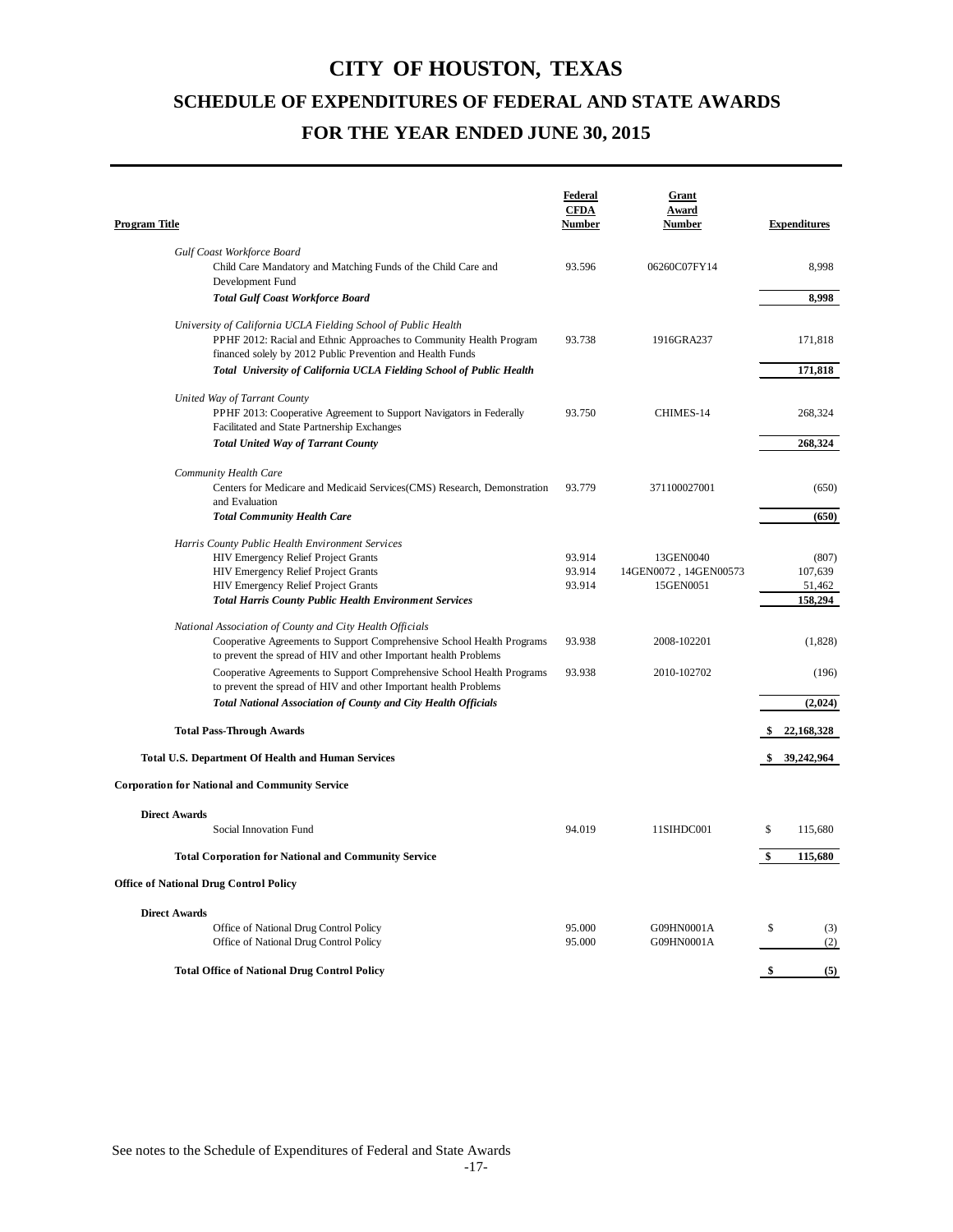# CITY OF HOUSTON, TEXAS

## SCHEDULE OF EXPENDITURES OF FEDERAL AND STATE AWARDS

## FOR THE YEAR ENDED JUNE 30, 2015

| Program Title | Federal CFDA Number | Grant Award Number | Expenditures |
|---|---|---|---|
| *Gulf Coast Workforce Board* | | | |
| Child Care Mandatory and Matching Funds of the Child Care and Development Fund | 93.596 | 06260C07FY14 | 8,998 |
| ***Total Gulf Coast Workforce Board*** | | | **8,998** |
| *University of California UCLA Fielding School of Public Health* | | | |
| PPHF 2012: Racial and Ethnic Approaches to Community Health Program financed solely by 2012 Public Prevention and Health Funds | 93.738 | 1916GRA237 | 171,818 |
| ***Total University of California UCLA Fielding School of Public Health*** | | | **171,818** |
| *United Way of Tarrant County* | | | |
| PPHF 2013: Cooperative Agreement to Support Navigators in Federally Facilitated and State Partnership Exchanges | 93.750 | CHIMES-14 | 268,324 |
| ***Total United Way of Tarrant County*** | | | **268,324** |
| *Community Health Care* | | | |
| Centers for Medicare and Medicaid Services(CMS) Research, Demonstration and Evaluation | 93.779 | 371100027001 | (650) |
| ***Total Community Health Care*** | | | **(650)** |
| *Harris County Public Health Environment Services* | | | |
| HIV Emergency Relief Project Grants | 93.914 | 13GEN0040 | (807) |
| HIV Emergency Relief Project Grants | 93.914 | 14GEN0072 , 14GEN00573 | 107,639 |
| HIV Emergency Relief Project Grants | 93.914 | 15GEN0051 | 51,462 |
| ***Total Harris County Public Health Environment Services*** | | | **158,294** |
| *National Association of County and City Health Officials* | | | |
| Cooperative Agreements to Support Comprehensive School Health Programs to prevent the spread of HIV and other Important health Problems | 93.938 | 2008-102201 | (1,828) |
| Cooperative Agreements to Support Comprehensive School Health Programs to prevent the spread of HIV and other Important health Problems | 93.938 | 2010-102702 | (196) |
| ***Total National Association of County and City Health Officials*** | | | **(2,024)** |
| **Total Pass-Through Awards** | | | **$ 22,168,328** |
| **Total U.S. Department Of Health and Human Services** | | | **$ 39,242,964** |
| **Corporation for National and Community Service** | | | |
| **Direct Awards** | | | |
| Social Innovation Fund | 94.019 | 11SIHDC001 | $ 115,680 |
| **Total Corporation for National and Community Service** | | | **$ 115,680** |
| **Office of National Drug Control Policy** | | | |
| **Direct Awards** | | | |
| Office of National Drug Control Policy | 95.000 | G09HN0001A | $ (3) |
| Office of National Drug Control Policy | 95.000 | G09HN0001A | (2) |
| **Total Office of National Drug Control Policy** | | | **$ (5)** |

See notes to the Schedule of Expenditures of Federal and State Awards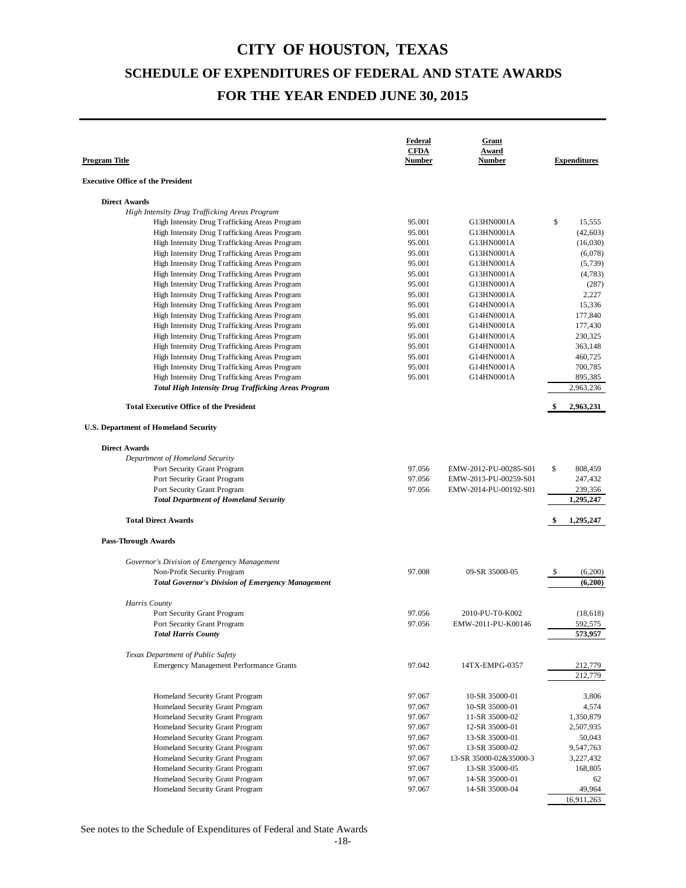# CITY OF HOUSTON, TEXAS

## SCHEDULE OF EXPENDITURES OF FEDERAL AND STATE AWARDS

## FOR THE YEAR ENDED JUNE 30, 2015

| Program Title | Federal CFDA Number | Grant Award Number | Expenditures |
|---|---|---|---|
| **Executive Office of the President** | | | |
| **Direct Awards** | | | |
| *High Intensity Drug Trafficking Areas Program* | | | |
| High Intensity Drug Trafficking Areas Program | 95.001 | G13HN0001A | $ 15,555 |
| High Intensity Drug Trafficking Areas Program | 95.001 | G13HN0001A | (42,603) |
| High Intensity Drug Trafficking Areas Program | 95.001 | G13HN0001A | (16,030) |
| High Intensity Drug Trafficking Areas Program | 95.001 | G13HN0001A | (6,078) |
| High Intensity Drug Trafficking Areas Program | 95.001 | G13HN0001A | (5,739) |
| High Intensity Drug Trafficking Areas Program | 95.001 | G13HN0001A | (4,783) |
| High Intensity Drug Trafficking Areas Program | 95.001 | G13HN0001A | (287) |
| High Intensity Drug Trafficking Areas Program | 95.001 | G13HN0001A | 2,227 |
| High Intensity Drug Trafficking Areas Program | 95.001 | G14HN0001A | 15,336 |
| High Intensity Drug Trafficking Areas Program | 95.001 | G14HN0001A | 177,840 |
| High Intensity Drug Trafficking Areas Program | 95.001 | G14HN0001A | 177,430 |
| High Intensity Drug Trafficking Areas Program | 95.001 | G14HN0001A | 230,325 |
| High Intensity Drug Trafficking Areas Program | 95.001 | G14HN0001A | 363,148 |
| High Intensity Drug Trafficking Areas Program | 95.001 | G14HN0001A | 460,725 |
| High Intensity Drug Trafficking Areas Program | 95.001 | G14HN0001A | 700,785 |
| High Intensity Drug Trafficking Areas Program | 95.001 | G14HN0001A | 895,385 |
| ***Total High Intensity Drug Trafficking Areas Program*** | | | 2,963,236 |
| **Total Executive Office of the President** | | | **$ 2,963,231** |
| **U.S. Department of Homeland Security** | | | |
| **Direct Awards** | | | |
| *Department of Homeland Security* | | | |
| Port Security Grant Program | 97.056 | EMW-2012-PU-00285-S01 | $ 808,459 |
| Port Security Grant Program | 97.056 | EMW-2013-PU-00259-S01 | 247,432 |
| Port Security Grant Program | 97.056 | EMW-2014-PU-00192-S01 | 239,356 |
| ***Total Department of Homeland Security*** | | | **1,295,247** |
| **Total Direct Awards** | | | **$ 1,295,247** |
| **Pass-Through Awards** | | | |
| *Governor's Division of Emergency Management* | | | |
| Non-Profit Security Program | 97.008 | 09-SR 35000-05 | $ (6,200) |
| ***Total Governor's Division of Emergency Management*** | | | **(6,200)** |
| *Harris County* | | | |
| Port Security Grant Program | 97.056 | 2010-PU-T0-K002 | (18,618) |
| Port Security Grant Program | 97.056 | EMW-2011-PU-K00146 | 592,575 |
| ***Total Harris County*** | | | **573,957** |
| *Texas Department of Public Safety* | | | |
| Emergency Management Performance Grants | 97.042 | 14TX-EMPG-0357 | 212,779 |
| | | | 212,779 |
| Homeland Security Grant Program | 97.067 | 10-SR 35000-01 | 3,806 |
| Homeland Security Grant Program | 97.067 | 10-SR 35000-01 | 4,574 |
| Homeland Security Grant Program | 97.067 | 11-SR 35000-02 | 1,350,879 |
| Homeland Security Grant Program | 97.067 | 12-SR 35000-01 | 2,507,935 |
| Homeland Security Grant Program | 97.067 | 13-SR 35000-01 | 50,043 |
| Homeland Security Grant Program | 97.067 | 13-SR 35000-02 | 9,547,763 |
| Homeland Security Grant Program | 97.067 | 13-SR 35000-02&35000-3 | 3,227,432 |
| Homeland Security Grant Program | 97.067 | 13-SR 35000-05 | 168,805 |
| Homeland Security Grant Program | 97.067 | 14-SR 35000-01 | 62 |
| Homeland Security Grant Program | 97.067 | 14-SR 35000-04 | 49,964 |
| | | | 16,911,263 |

See notes to the Schedule of Expenditures of Federal and State Awards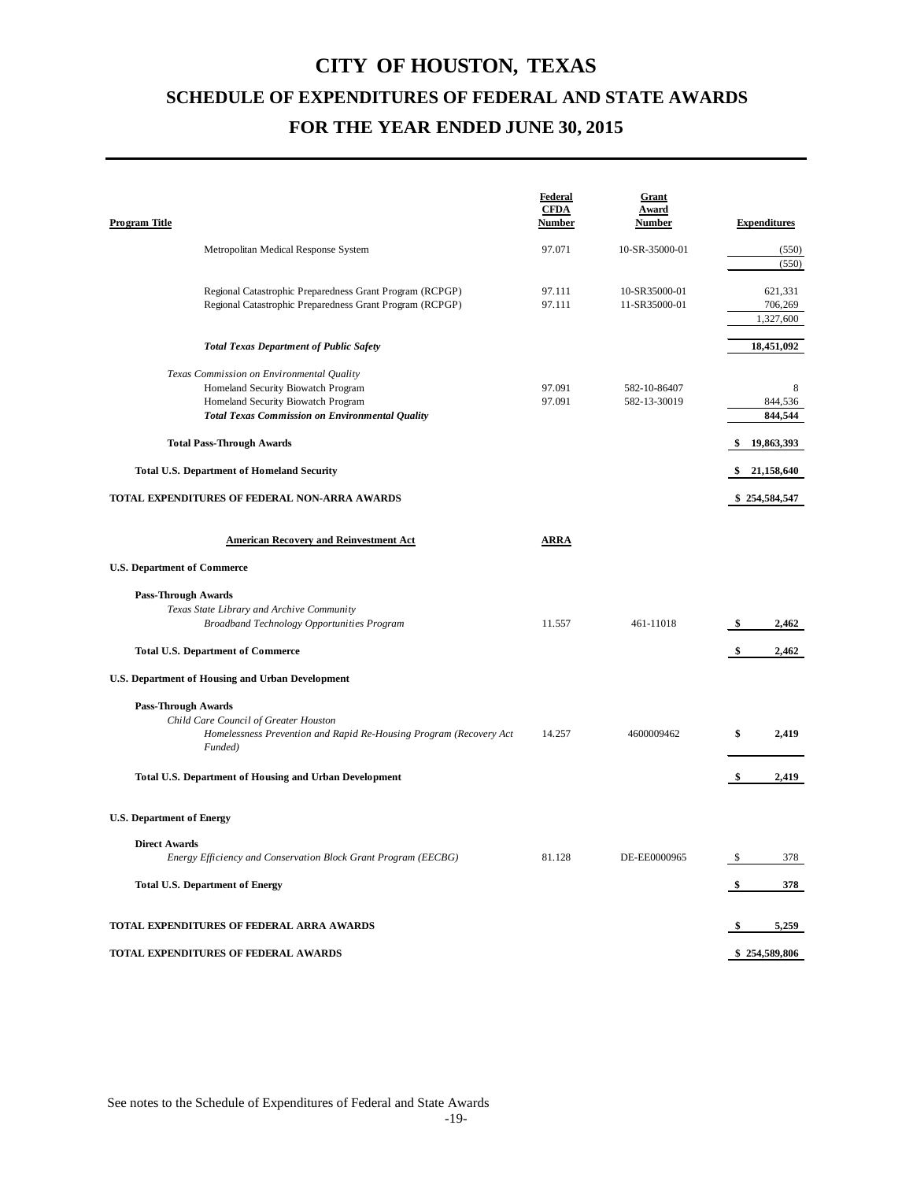# CITY OF HOUSTON, TEXAS

## SCHEDULE OF EXPENDITURES OF FEDERAL AND STATE AWARDS

## FOR THE YEAR ENDED JUNE 30, 2015

| Program Title | Federal CFDA Number | Grant Award Number | Expenditures |
|---|---|---|---|
| Metropolitan Medical Response System | 97.071 | 10-SR-35000-01 | (550) |
| | | | (550) |
| Regional Catastrophic Preparedness Grant Program (RCPGP) | 97.111 | 10-SR35000-01 | 621,331 |
| Regional Catastrophic Preparedness Grant Program (RCPGP) | 97.111 | 11-SR35000-01 | 706,269 |
| | | | 1,327,600 |
| ***Total Texas Department of Public Safety*** | | | **18,451,092** |
| *Texas Commission on Environmental Quality* | | | |
| Homeland Security Biowatch Program | 97.091 | 582-10-86407 | 8 |
| Homeland Security Biowatch Program | 97.091 | 582-13-30019 | 844,536 |
| ***Total Texas Commission on Environmental Quality*** | | | **844,544** |
| **Total Pass-Through Awards** | | | **$ 19,863,393** |
| **Total U.S. Department of Homeland Security** | | | **$ 21,158,640** |
| **TOTAL EXPENDITURES OF FEDERAL NON-ARRA AWARDS** | | | **$ 254,584,547** |
| **American Recovery and Reinvestment Act** | **ARRA** | | |
| **U.S. Department of Commerce** | | | |
| **Pass-Through Awards** | | | |
| *Texas State Library and Archive Community* | | | |
| *Broadband Technology Opportunities Program* | 11.557 | 461-11018 | **$ 2,462** |
| **Total U.S. Department of Commerce** | | | **$ 2,462** |
| **U.S. Department of Housing and Urban Development** | | | |
| **Pass-Through Awards** | | | |
| *Child Care Council of Greater Houston* | | | |
| *Homelessness Prevention and Rapid Re-Housing Program (Recovery Act Funded)* | 14.257 | 4600009462 | **$ 2,419** |
| **Total U.S. Department of Housing and Urban Development** | | | **$ 2,419** |
| **U.S. Department of Energy** | | | |
| **Direct Awards** | | | |
| *Energy Efficiency and Conservation Block Grant Program (EECBG)* | 81.128 | DE-EE0000965 | $ 378 |
| **Total U.S. Department of Energy** | | | **$ 378** |
| **TOTAL EXPENDITURES OF FEDERAL ARRA AWARDS** | | | **$ 5,259** |
| **TOTAL EXPENDITURES OF FEDERAL AWARDS** | | | **$ 254,589,806** |

See notes to the Schedule of Expenditures of Federal and State Awards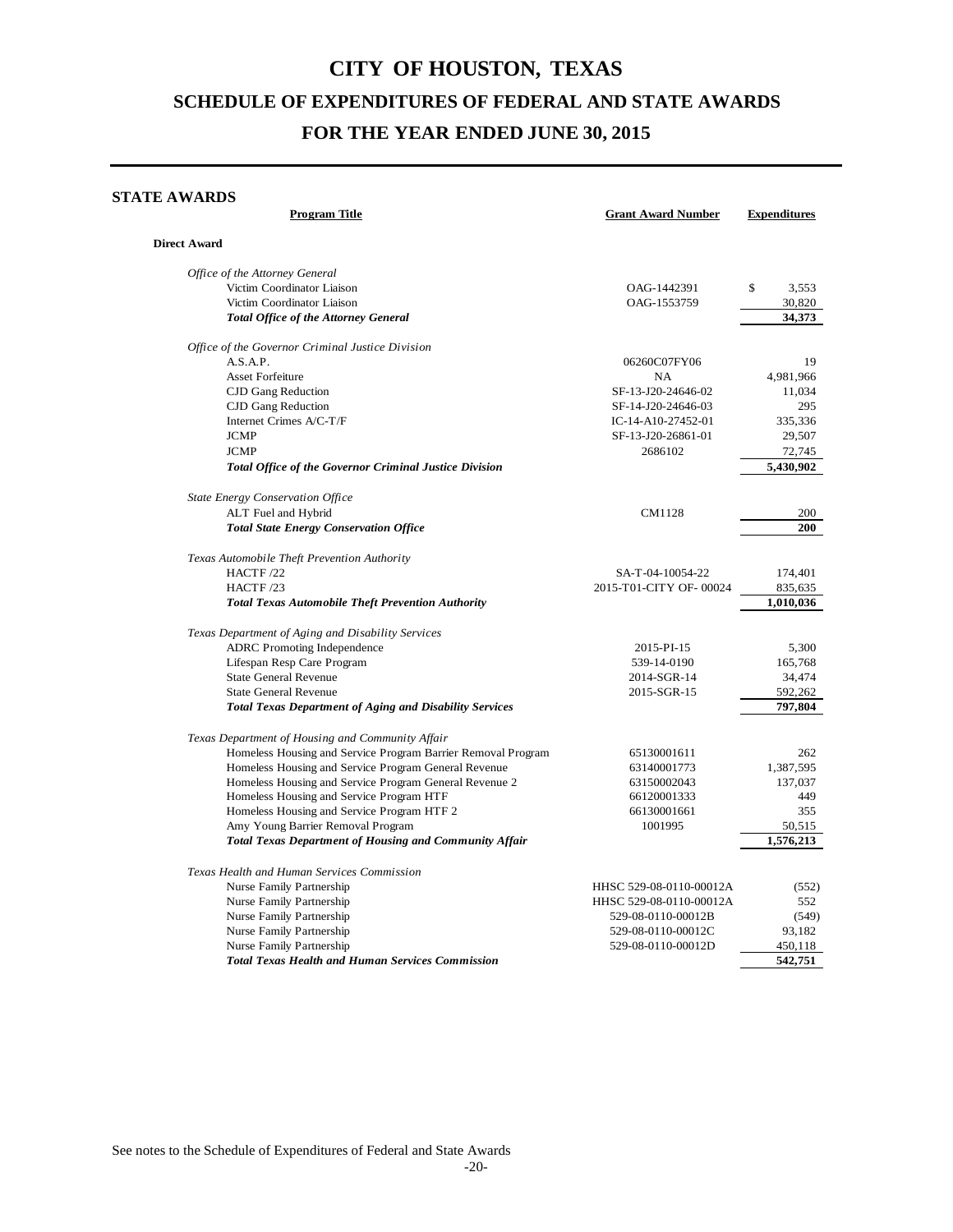# CITY OF HOUSTON, TEXAS

## SCHEDULE OF EXPENDITURES OF FEDERAL AND STATE AWARDS

## FOR THE YEAR ENDED JUNE 30, 2015

### STATE AWARDS

| Program Title | Grant Award Number | Expenditures |
|---|---|---|
| **Direct Award** | | |
| *Office of the Attorney General* | | |
| Victim Coordinator Liaison | OAG-1442391 | $ 3,553 |
| Victim Coordinator Liaison | OAG-1553759 | 30,820 |
| ***Total Office of the Attorney General*** | | **34,373** |
| *Office of the Governor Criminal Justice Division* | | |
| A.S.A.P. | 06260C07FY06 | 19 |
| Asset Forfeiture | NA | 4,981,966 |
| CJD Gang Reduction | SF-13-J20-24646-02 | 11,034 |
| CJD Gang Reduction | SF-14-J20-24646-03 | 295 |
| Internet Crimes A/C-T/F | IC-14-A10-27452-01 | 335,336 |
| JCMP | SF-13-J20-26861-01 | 29,507 |
| JCMP | 2686102 | 72,745 |
| ***Total Office of the Governor Criminal Justice Division*** | | **5,430,902** |
| *State Energy Conservation Office* | | |
| ALT Fuel and Hybrid | CM1128 | 200 |
| ***Total State Energy Conservation Office*** | | **200** |
| *Texas Automobile Theft Prevention Authority* | | |
| HACTF /22 | SA-T-04-10054-22 | 174,401 |
| HACTF /23 | 2015-T01-CITY OF- 00024 | 835,635 |
| ***Total Texas Automobile Theft Prevention Authority*** | | **1,010,036** |
| *Texas Department of Aging and Disability Services* | | |
| ADRC Promoting Independence | 2015-PI-15 | 5,300 |
| Lifespan Resp Care Program | 539-14-0190 | 165,768 |
| State General Revenue | 2014-SGR-14 | 34,474 |
| State General Revenue | 2015-SGR-15 | 592,262 |
| ***Total Texas Department of Aging and Disability Services*** | | **797,804** |
| *Texas Department of Housing and Community Affair* | | |
| Homeless Housing and Service Program Barrier Removal Program | 65130001611 | 262 |
| Homeless Housing and Service Program General Revenue | 63140001773 | 1,387,595 |
| Homeless Housing and Service Program General Revenue 2 | 63150002043 | 137,037 |
| Homeless Housing and Service Program HTF | 66120001333 | 449 |
| Homeless Housing and Service Program HTF 2 | 66130001661 | 355 |
| Amy Young Barrier Removal Program | 1001995 | 50,515 |
| ***Total Texas Department of Housing and Community Affair*** | | **1,576,213** |
| *Texas Health and Human Services Commission* | | |
| Nurse Family Partnership | HHSC 529-08-0110-00012A | (552) |
| Nurse Family Partnership | HHSC 529-08-0110-00012A | 552 |
| Nurse Family Partnership | 529-08-0110-00012B | (549) |
| Nurse Family Partnership | 529-08-0110-00012C | 93,182 |
| Nurse Family Partnership | 529-08-0110-00012D | 450,118 |
| ***Total Texas Health and Human Services Commission*** | | **542,751** |

See notes to the Schedule of Expenditures of Federal and State Awards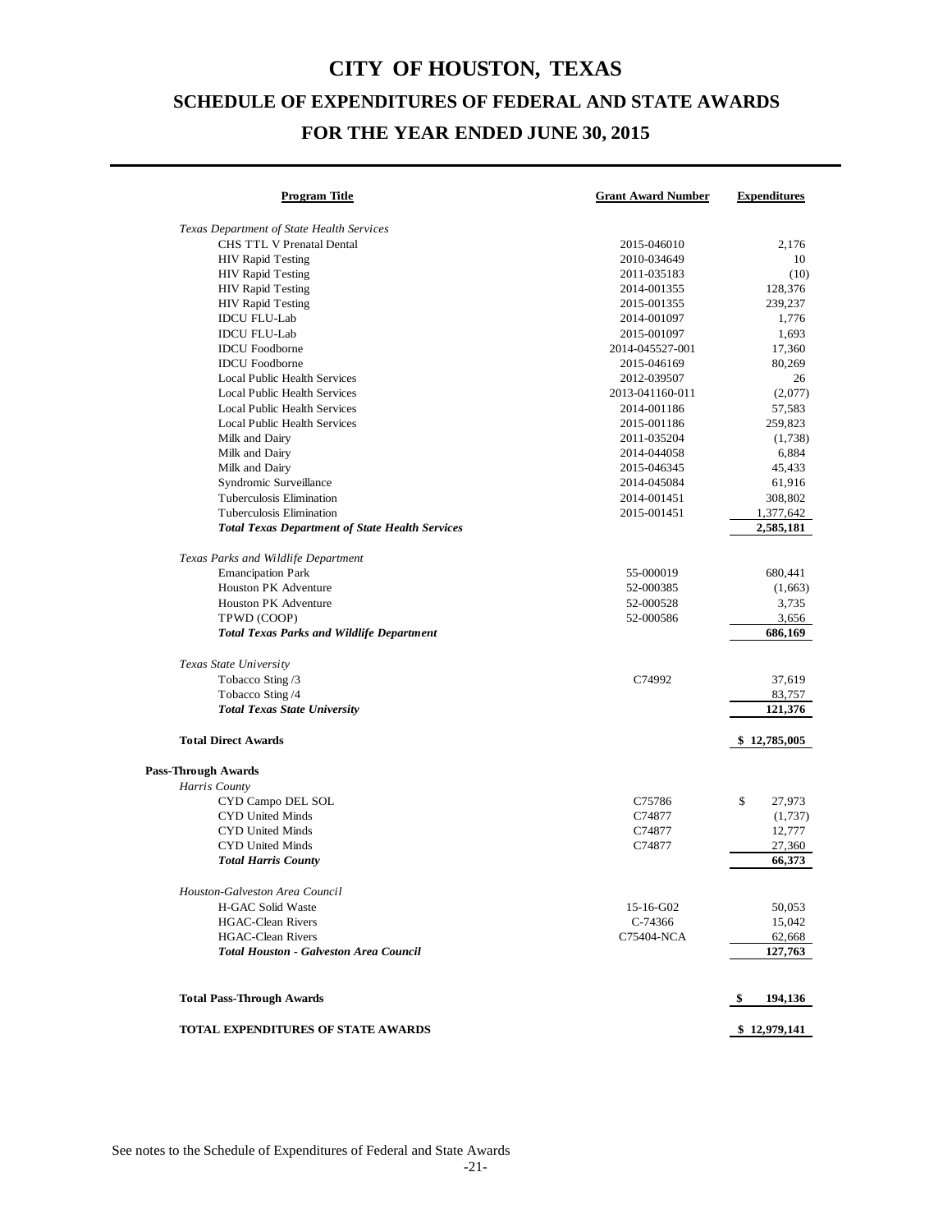# CITY OF HOUSTON, TEXAS

## SCHEDULE OF EXPENDITURES OF FEDERAL AND STATE AWARDS

## FOR THE YEAR ENDED JUNE 30, 2015

| Program Title | Grant Award Number | Expenditures |
|---|---|---|
| *Texas Department of State Health Services* | | |
| CHS TTL V Prenatal Dental | 2015-046010 | 2,176 |
| HIV Rapid Testing | 2010-034649 | 10 |
| HIV Rapid Testing | 2011-035183 | (10) |
| HIV Rapid Testing | 2014-001355 | 128,376 |
| HIV Rapid Testing | 2015-001355 | 239,237 |
| IDCU FLU-Lab | 2014-001097 | 1,776 |
| IDCU FLU-Lab | 2015-001097 | 1,693 |
| IDCU Foodborne | 2014-045527-001 | 17,360 |
| IDCU Foodborne | 2015-046169 | 80,269 |
| Local Public Health Services | 2012-039507 | 26 |
| Local Public Health Services | 2013-041160-011 | (2,077) |
| Local Public Health Services | 2014-001186 | 57,583 |
| Local Public Health Services | 2015-001186 | 259,823 |
| Milk and Dairy | 2011-035204 | (1,738) |
| Milk and Dairy | 2014-044058 | 6,884 |
| Milk and Dairy | 2015-046345 | 45,433 |
| Syndromic Surveillance | 2014-045084 | 61,916 |
| Tuberculosis Elimination | 2014-001451 | 308,802 |
| Tuberculosis Elimination | 2015-001451 | 1,377,642 |
| ***Total Texas Department of State Health Services*** | | **2,585,181** |
| *Texas Parks and Wildlife Department* | | |
| Emancipation Park | 55-000019 | 680,441 |
| Houston PK Adventure | 52-000385 | (1,663) |
| Houston PK Adventure | 52-000528 | 3,735 |
| TPWD (COOP) | 52-000586 | 3,656 |
| ***Total Texas Parks and Wildlife Department*** | | **686,169** |
| *Texas State University* | | |
| Tobacco Sting /3 | C74992 | 37,619 |
| Tobacco Sting /4 | | 83,757 |
| ***Total Texas State University*** | | **121,376** |
| **Total Direct Awards** | | **$ 12,785,005** |
| **Pass-Through Awards** | | |
| *Harris County* | | |
| CYD Campo DEL SOL | C75786 | $ 27,973 |
| CYD United Minds | C74877 | (1,737) |
| CYD United Minds | C74877 | 12,777 |
| CYD United Minds | C74877 | 27,360 |
| ***Total Harris County*** | | **66,373** |
| *Houston-Galveston Area Council* | | |
| H-GAC Solid Waste | 15-16-G02 | 50,053 |
| HGAC-Clean Rivers | C-74366 | 15,042 |
| HGAC-Clean Rivers | C75404-NCA | 62,668 |
| ***Total Houston - Galveston Area Council*** | | **127,763** |
| **Total Pass-Through Awards** | | **$ 194,136** |
| **TOTAL EXPENDITURES OF STATE AWARDS** | | **$ 12,979,141** |

See notes to the Schedule of Expenditures of Federal and State Awards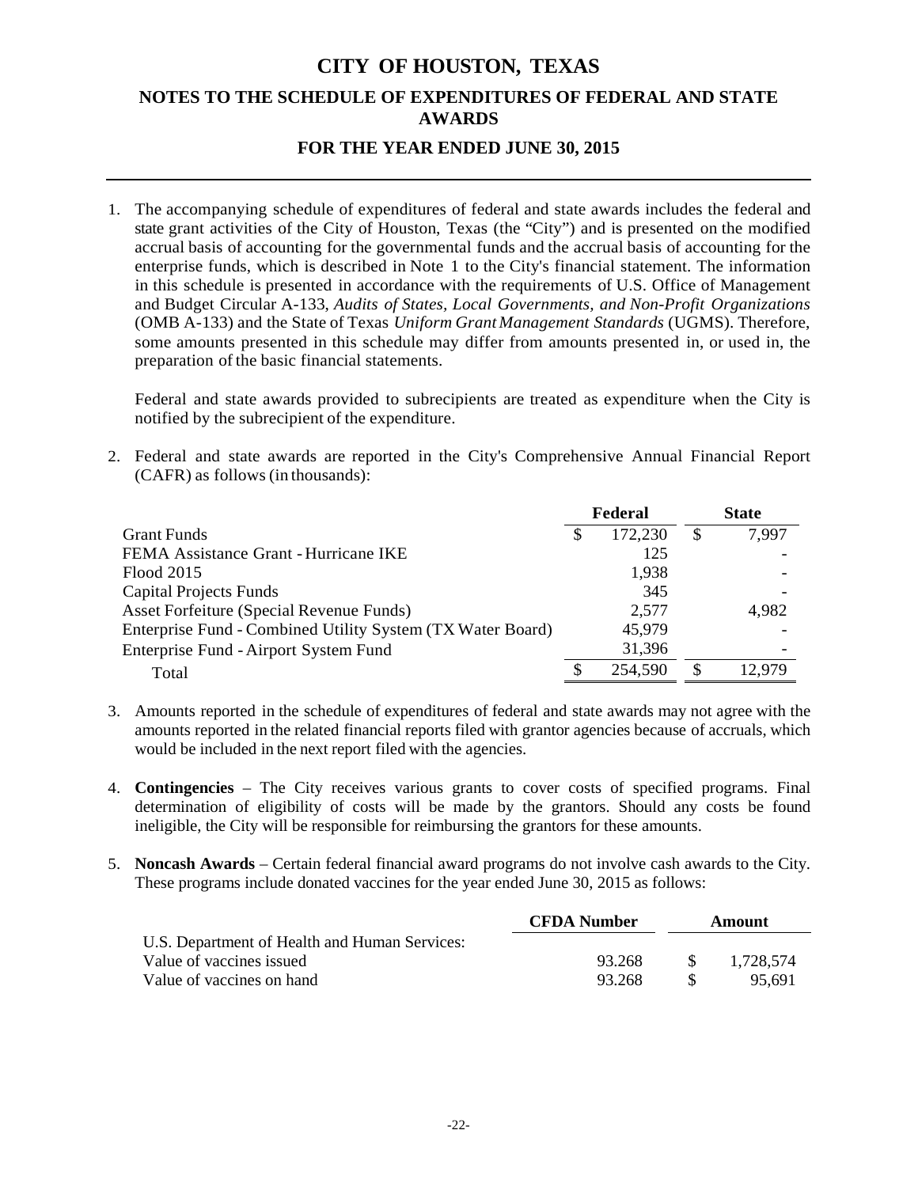# CITY OF HOUSTON, TEXAS

## NOTES TO THE SCHEDULE OF EXPENDITURES OF FEDERAL AND STATE AWARDS

### FOR THE YEAR ENDED JUNE 30, 2015

1. The accompanying schedule of expenditures of federal and state awards includes the federal and state grant activities of the City of Houston, Texas (the "City") and is presented on the modified accrual basis of accounting for the governmental funds and the accrual basis of accounting for the enterprise funds, which is described in Note 1 to the City's financial statement. The information in this schedule is presented in accordance with the requirements of U.S. Office of Management and Budget Circular A-133, *Audits of States, Local Governments, and Non-Profit Organizations* (OMB A-133) and the State of Texas *Uniform Grant Management Standards* (UGMS). Therefore, some amounts presented in this schedule may differ from amounts presented in, or used in, the preparation of the basic financial statements.

   Federal and state awards provided to subrecipients are treated as expenditure when the City is notified by the subrecipient of the expenditure.

2. Federal and state awards are reported in the City's Comprehensive Annual Financial Report (CAFR) as follows (in thousands):

| | Federal | State |
|---|---|---|
| Grant Funds | $ 172,230 | $ 7,997 |
| FEMA Assistance Grant - Hurricane IKE | 125 | - |
| Flood 2015 | 1,938 | - |
| Capital Projects Funds | 345 | - |
| Asset Forfeiture (Special Revenue Funds) | 2,577 | 4,982 |
| Enterprise Fund - Combined Utility System (TX Water Board) | 45,979 | - |
| Enterprise Fund - Airport System Fund | 31,396 | - |
| Total | $ 254,590 | $ 12,979 |

3. Amounts reported in the schedule of expenditures of federal and state awards may not agree with the amounts reported in the related financial reports filed with grantor agencies because of accruals, which would be included in the next report filed with the agencies.

4. **Contingencies** – The City receives various grants to cover costs of specified programs. Final determination of eligibility of costs will be made by the grantors. Should any costs be found ineligible, the City will be responsible for reimbursing the grantors for these amounts.

5. **Noncash Awards** – Certain federal financial award programs do not involve cash awards to the City. These programs include donated vaccines for the year ended June 30, 2015 as follows:

| | CFDA Number | Amount |
|---|---|---|
| U.S. Department of Health and Human Services: | | |
| Value of vaccines issued | 93.268 | $ 1,728,574 |
| Value of vaccines on hand | 93.268 | $ 95,691 |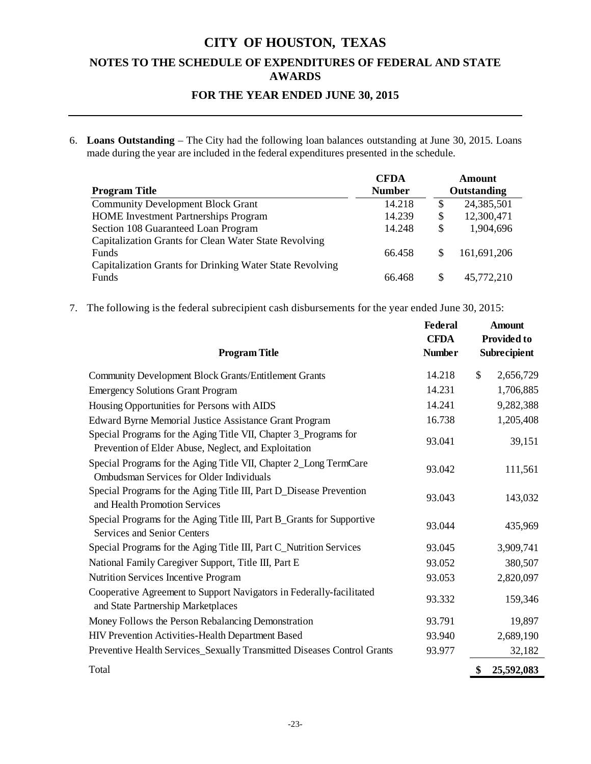# CITY OF HOUSTON, TEXAS

## NOTES TO THE SCHEDULE OF EXPENDITURES OF FEDERAL AND STATE AWARDS

### FOR THE YEAR ENDED JUNE 30, 2015

6. **Loans Outstanding** – The City had the following loan balances outstanding at June 30, 2015. Loans made during the year are included in the federal expenditures presented in the schedule.

| Program Title | CFDA Number | Amount Outstanding |
|---|---|---|
| Community Development Block Grant | 14.218 | $ 24,385,501 |
| HOME Investment Partnerships Program | 14.239 | $ 12,300,471 |
| Section 108 Guaranteed Loan Program | 14.248 | $ 1,904,696 |
| Capitalization Grants for Clean Water State Revolving Funds | 66.458 | $ 161,691,206 |
| Capitalization Grants for Drinking Water State Revolving Funds | 66.468 | $ 45,772,210 |

7. The following is the federal subrecipient cash disbursements for the year ended June 30, 2015:

| Program Title | Federal CFDA Number | Amount Provided to Subrecipient |
|---|---|---|
| Community Development Block Grants/Entitlement Grants | 14.218 | $ 2,656,729 |
| Emergency Solutions Grant Program | 14.231 | 1,706,885 |
| Housing Opportunities for Persons with AIDS | 14.241 | 9,282,388 |
| Edward Byrne Memorial Justice Assistance Grant Program | 16.738 | 1,205,408 |
| Special Programs for the Aging Title VII, Chapter 3_Programs for Prevention of Elder Abuse, Neglect, and Exploitation | 93.041 | 39,151 |
| Special Programs for the Aging Title VII, Chapter 2_Long TermCare Ombudsman Services for Older Individuals | 93.042 | 111,561 |
| Special Programs for the Aging Title III, Part D_Disease Prevention and Health Promotion Services | 93.043 | 143,032 |
| Special Programs for the Aging Title III, Part B_Grants for Supportive Services and Senior Centers | 93.044 | 435,969 |
| Special Programs for the Aging Title III, Part C_Nutrition Services | 93.045 | 3,909,741 |
| National Family Caregiver Support, Title III, Part E | 93.052 | 380,507 |
| Nutrition Services Incentive Program | 93.053 | 2,820,097 |
| Cooperative Agreement to Support Navigators in Federally-facilitated and State Partnership Marketplaces | 93.332 | 159,346 |
| Money Follows the Person Rebalancing Demonstration | 93.791 | 19,897 |
| HIV Prevention Activities-Health Department Based | 93.940 | 2,689,190 |
| Preventive Health Services_Sexually Transmitted Diseases Control Grants | 93.977 | 32,182 |
| Total | | **$ 25,592,083** |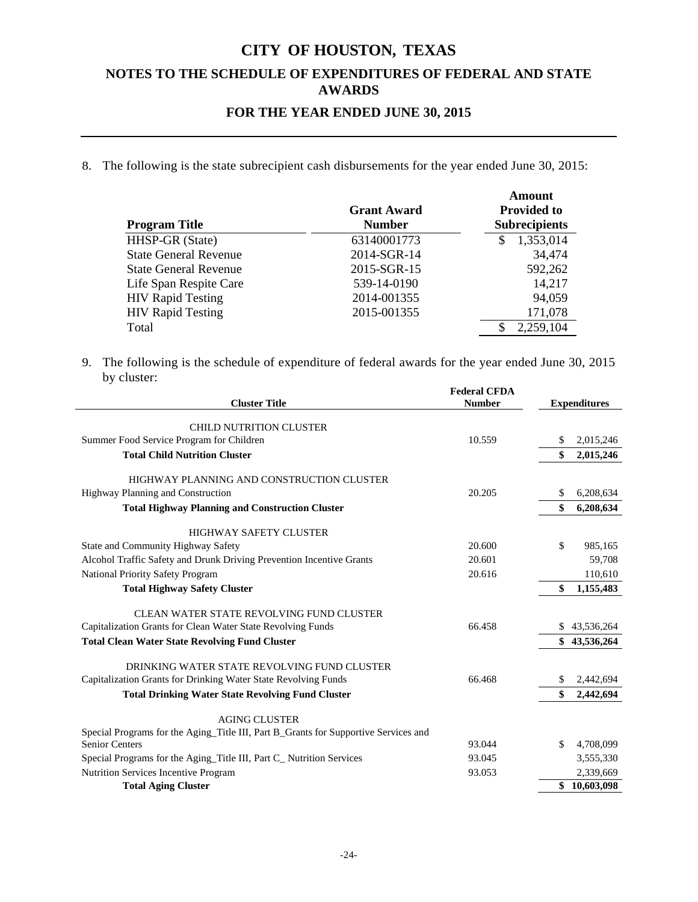# CITY OF HOUSTON, TEXAS

## NOTES TO THE SCHEDULE OF EXPENDITURES OF FEDERAL AND STATE AWARDS

### FOR THE YEAR ENDED JUNE 30, 2015

8. The following is the state subrecipient cash disbursements for the year ended June 30, 2015:

| Program Title | Grant Award Number | Amount Provided to Subrecipients |
|---|---|---|
| HHSP-GR (State) | 63140001773 | $ 1,353,014 |
| State General Revenue | 2014-SGR-14 | 34,474 |
| State General Revenue | 2015-SGR-15 | 592,262 |
| Life Span Respite Care | 539-14-0190 | 14,217 |
| HIV Rapid Testing | 2014-001355 | 94,059 |
| HIV Rapid Testing | 2015-001355 | 171,078 |
| Total | | $ 2,259,104 |

9. The following is the schedule of expenditure of federal awards for the year ended June 30, 2015 by cluster:

| Cluster Title | Federal CFDA Number | Expenditures |
|---|---|---|
| CHILD NUTRITION CLUSTER | | |
| Summer Food Service Program for Children | 10.559 | $ 2,015,246 |
| **Total Child Nutrition Cluster** | | **$ 2,015,246** |
| HIGHWAY PLANNING AND CONSTRUCTION CLUSTER | | |
| Highway Planning and Construction | 20.205 | $ 6,208,634 |
| **Total Highway Planning and Construction Cluster** | | **$ 6,208,634** |
| HIGHWAY SAFETY CLUSTER | | |
| State and Community Highway Safety | 20.600 | $ 985,165 |
| Alcohol Traffic Safety and Drunk Driving Prevention Incentive Grants | 20.601 | 59,708 |
| National Priority Safety Program | 20.616 | 110,610 |
| **Total Highway Safety Cluster** | | **$ 1,155,483** |
| CLEAN WATER STATE REVOLVING FUND CLUSTER | | |
| Capitalization Grants for Clean Water State Revolving Funds | 66.458 | $ 43,536,264 |
| **Total Clean Water State Revolving Fund Cluster** | | **$ 43,536,264** |
| DRINKING WATER STATE REVOLVING FUND CLUSTER | | |
| Capitalization Grants for Drinking Water State Revolving Funds | 66.468 | $ 2,442,694 |
| **Total Drinking Water State Revolving Fund Cluster** | | **$ 2,442,694** |
| AGING CLUSTER | | |
| Special Programs for the Aging_Title III, Part B_Grants for Supportive Services and Senior Centers | 93.044 | $ 4,708,099 |
| Special Programs for the Aging_Title III, Part C_ Nutrition Services | 93.045 | 3,555,330 |
| Nutrition Services Incentive Program | 93.053 | 2,339,669 |
| **Total Aging Cluster** | | **$ 10,603,098** |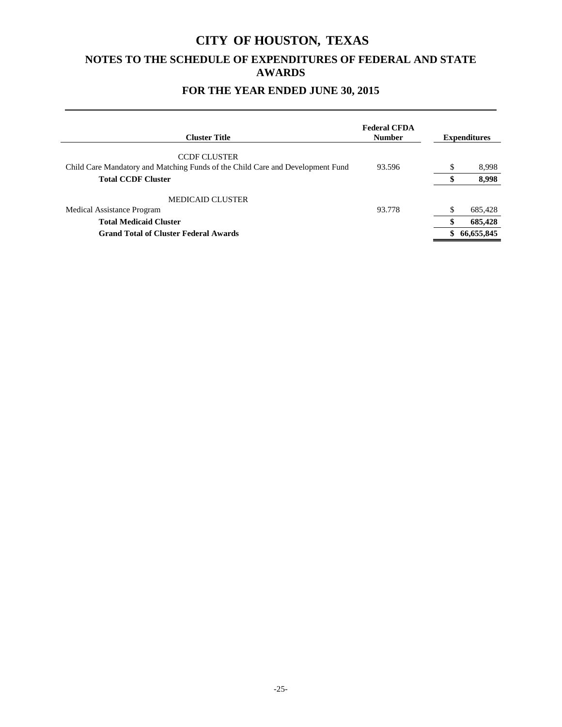# CITY OF HOUSTON, TEXAS

## NOTES TO THE SCHEDULE OF EXPENDITURES OF FEDERAL AND STATE AWARDS

## FOR THE YEAR ENDED JUNE 30, 2015

| Cluster Title | Federal CFDA Number | Expenditures |
|---|---|---|
| CCDF CLUSTER | | |
| Child Care Mandatory and Matching Funds of the Child Care and Development Fund | 93.596 | $ 8,998 |
| **Total CCDF Cluster** | | **$ 8,998** |
| MEDICAID CLUSTER | | |
| Medical Assistance Program | 93.778 | $ 685,428 |
| **Total Medicaid Cluster** | | **$ 685,428** |
| **Grand Total of Cluster Federal Awards** | | **$ 66,655,845** |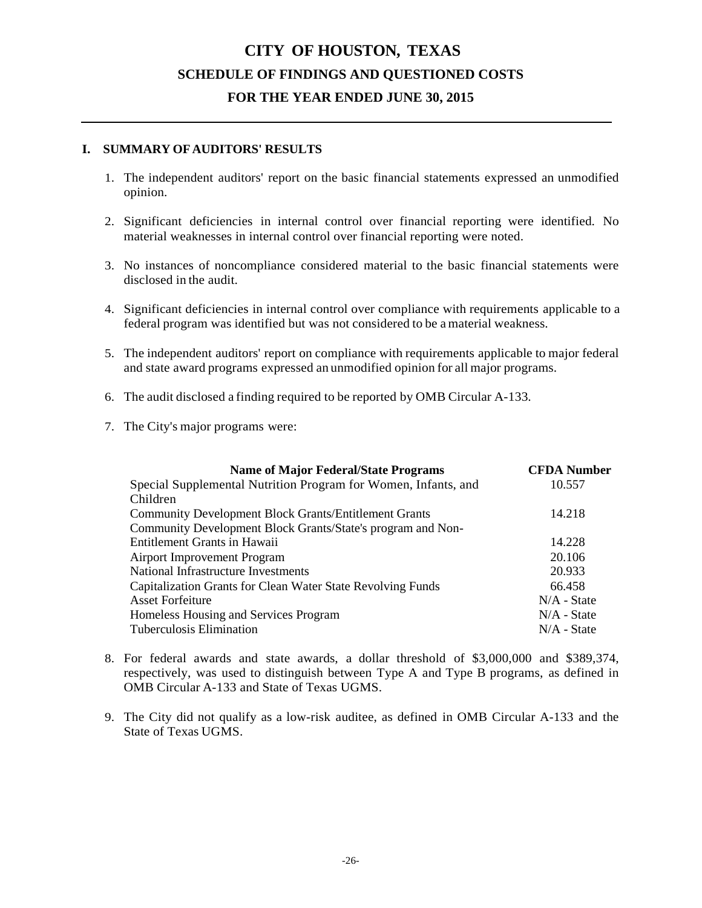# CITY OF HOUSTON, TEXAS
## SCHEDULE OF FINDINGS AND QUESTIONED COSTS
## FOR THE YEAR ENDED JUNE 30, 2015

### I. SUMMARY OF AUDITORS' RESULTS

1. The independent auditors' report on the basic financial statements expressed an unmodified opinion.

2. Significant deficiencies in internal control over financial reporting were identified. No material weaknesses in internal control over financial reporting were noted.

3. No instances of noncompliance considered material to the basic financial statements were disclosed in the audit.

4. Significant deficiencies in internal control over compliance with requirements applicable to a federal program was identified but was not considered to be a material weakness.

5. The independent auditors' report on compliance with requirements applicable to major federal and state award programs expressed an unmodified opinion for all major programs.

6. The audit disclosed a finding required to be reported by OMB Circular A-133.

7. The City's major programs were:

| Name of Major Federal/State Programs | CFDA Number |
|---|---|
| Special Supplemental Nutrition Program for Women, Infants, and Children | 10.557 |
| Community Development Block Grants/Entitlement Grants | 14.218 |
| Community Development Block Grants/State's program and Non-Entitlement Grants in Hawaii | 14.228 |
| Airport Improvement Program | 20.106 |
| National Infrastructure Investments | 20.933 |
| Capitalization Grants for Clean Water State Revolving Funds | 66.458 |
| Asset Forfeiture | N/A - State |
| Homeless Housing and Services Program | N/A - State |
| Tuberculosis Elimination | N/A - State |

8. For federal awards and state awards, a dollar threshold of $3,000,000 and $389,374, respectively, was used to distinguish between Type A and Type B programs, as defined in OMB Circular A-133 and State of Texas UGMS.

9. The City did not qualify as a low-risk auditee, as defined in OMB Circular A-133 and the State of Texas UGMS.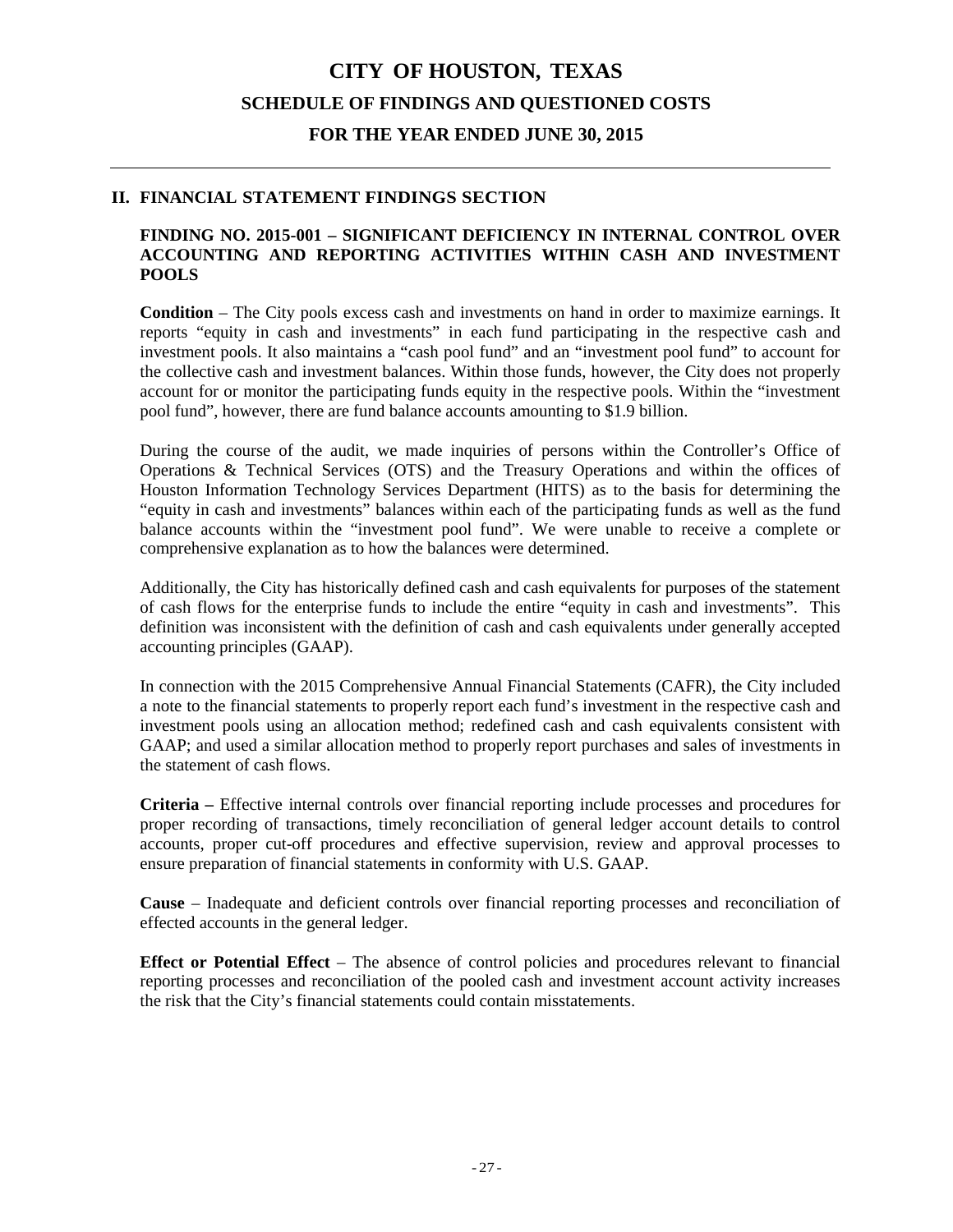# CITY OF HOUSTON, TEXAS

## SCHEDULE OF FINDINGS AND QUESTIONED COSTS

## FOR THE YEAR ENDED JUNE 30, 2015

---

## II. FINANCIAL STATEMENT FINDINGS SECTION

### FINDING NO. 2015-001 – SIGNIFICANT DEFICIENCY IN INTERNAL CONTROL OVER ACCOUNTING AND REPORTING ACTIVITIES WITHIN CASH AND INVESTMENT POOLS

**Condition** – The City pools excess cash and investments on hand in order to maximize earnings. It reports "equity in cash and investments" in each fund participating in the respective cash and investment pools. It also maintains a "cash pool fund" and an "investment pool fund" to account for the collective cash and investment balances. Within those funds, however, the City does not properly account for or monitor the participating funds equity in the respective pools. Within the "investment pool fund", however, there are fund balance accounts amounting to $1.9 billion.

During the course of the audit, we made inquiries of persons within the Controller's Office of Operations & Technical Services (OTS) and the Treasury Operations and within the offices of Houston Information Technology Services Department (HITS) as to the basis for determining the "equity in cash and investments" balances within each of the participating funds as well as the fund balance accounts within the "investment pool fund". We were unable to receive a complete or comprehensive explanation as to how the balances were determined.

Additionally, the City has historically defined cash and cash equivalents for purposes of the statement of cash flows for the enterprise funds to include the entire "equity in cash and investments". This definition was inconsistent with the definition of cash and cash equivalents under generally accepted accounting principles (GAAP).

In connection with the 2015 Comprehensive Annual Financial Statements (CAFR), the City included a note to the financial statements to properly report each fund's investment in the respective cash and investment pools using an allocation method; redefined cash and cash equivalents consistent with GAAP; and used a similar allocation method to properly report purchases and sales of investments in the statement of cash flows.

**Criteria –** Effective internal controls over financial reporting include processes and procedures for proper recording of transactions, timely reconciliation of general ledger account details to control accounts, proper cut-off procedures and effective supervision, review and approval processes to ensure preparation of financial statements in conformity with U.S. GAAP.

**Cause** – Inadequate and deficient controls over financial reporting processes and reconciliation of effected accounts in the general ledger.

**Effect or Potential Effect** – The absence of control policies and procedures relevant to financial reporting processes and reconciliation of the pooled cash and investment account activity increases the risk that the City's financial statements could contain misstatements.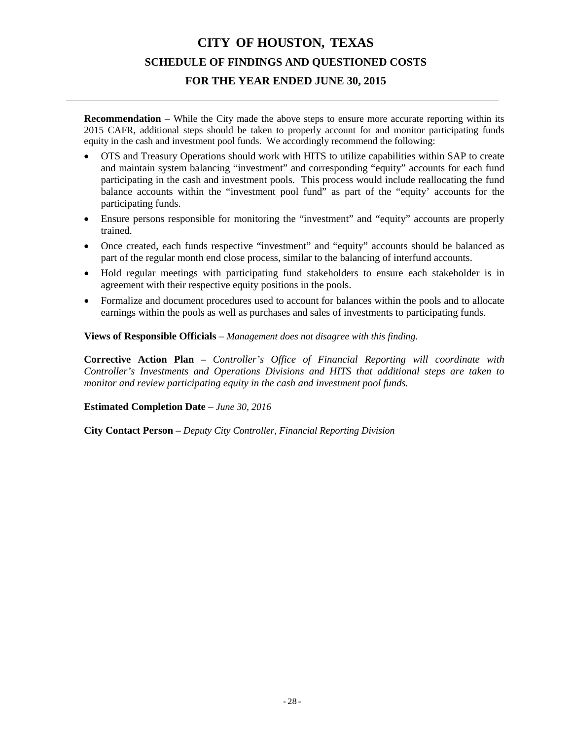**Recommendation** – While the City made the above steps to ensure more accurate reporting within its 2015 CAFR, additional steps should be taken to properly account for and monitor participating funds equity in the cash and investment pool funds. We accordingly recommend the following:

- OTS and Treasury Operations should work with HITS to utilize capabilities within SAP to create and maintain system balancing "investment" and corresponding "equity" accounts for each fund participating in the cash and investment pools. This process would include reallocating the fund balance accounts within the "investment pool fund" as part of the "equity' accounts for the participating funds.
- Ensure persons responsible for monitoring the "investment" and "equity" accounts are properly trained.
- Once created, each funds respective "investment" and "equity" accounts should be balanced as part of the regular month end close process, similar to the balancing of interfund accounts.
- Hold regular meetings with participating fund stakeholders to ensure each stakeholder is in agreement with their respective equity positions in the pools.
- Formalize and document procedures used to account for balances within the pools and to allocate earnings within the pools as well as purchases and sales of investments to participating funds.

**Views of Responsible Officials** – *Management does not disagree with this finding.*

**Corrective Action Plan** – *Controller's Office of Financial Reporting will coordinate with Controller's Investments and Operations Divisions and HITS that additional steps are taken to monitor and review participating equity in the cash and investment pool funds.*

**Estimated Completion Date** – *June 30, 2016*

**City Contact Person** – *Deputy City Controller, Financial Reporting Division*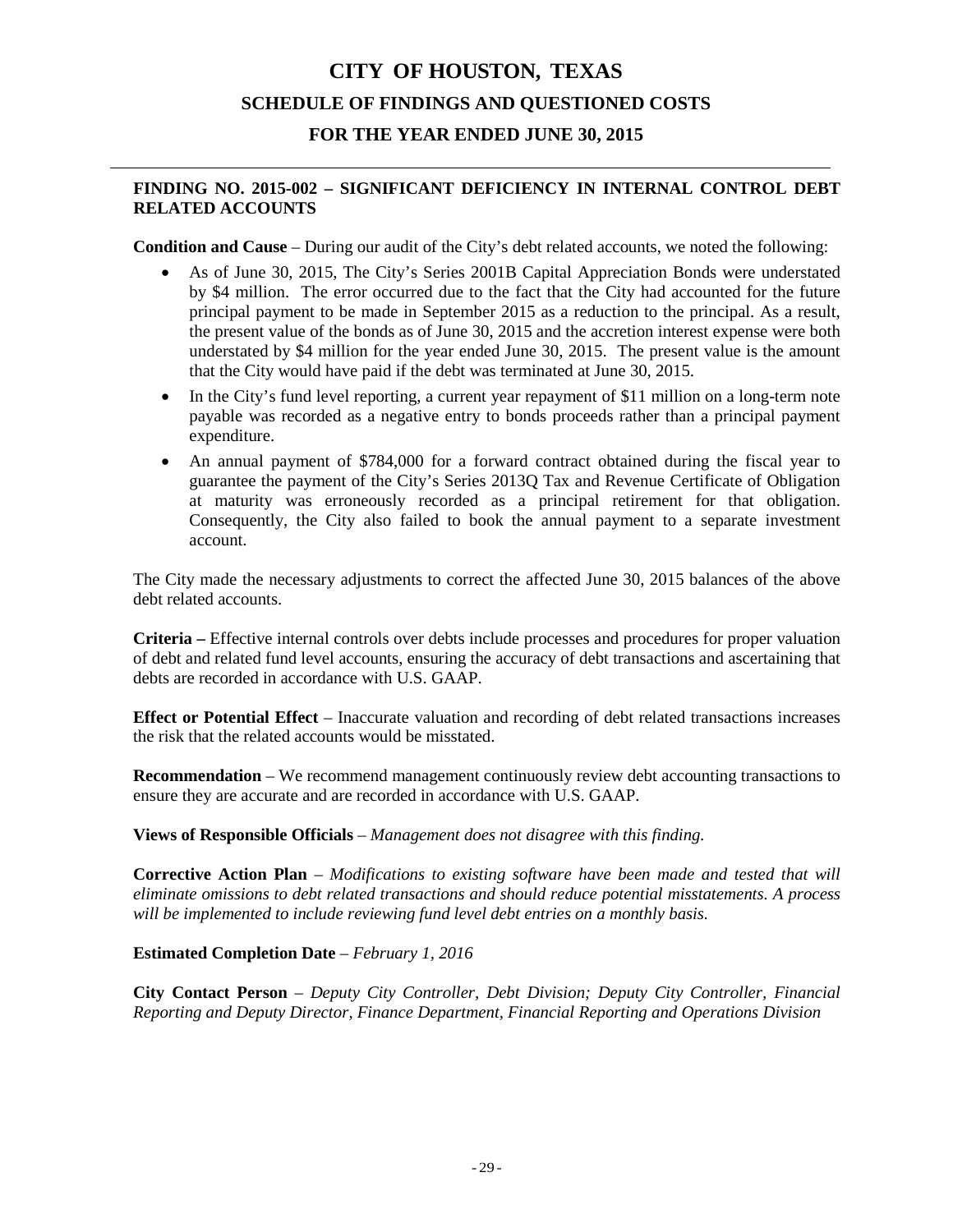# CITY OF HOUSTON, TEXAS

## SCHEDULE OF FINDINGS AND QUESTIONED COSTS

## FOR THE YEAR ENDED JUNE 30, 2015

---

**FINDING NO. 2015-002 – SIGNIFICANT DEFICIENCY IN INTERNAL CONTROL DEBT RELATED ACCOUNTS**

**Condition and Cause** – During our audit of the City's debt related accounts, we noted the following:

- As of June 30, 2015, The City's Series 2001B Capital Appreciation Bonds were understated by $4 million. The error occurred due to the fact that the City had accounted for the future principal payment to be made in September 2015 as a reduction to the principal. As a result, the present value of the bonds as of June 30, 2015 and the accretion interest expense were both understated by $4 million for the year ended June 30, 2015. The present value is the amount that the City would have paid if the debt was terminated at June 30, 2015.
- In the City's fund level reporting, a current year repayment of $11 million on a long-term note payable was recorded as a negative entry to bonds proceeds rather than a principal payment expenditure.
- An annual payment of $784,000 for a forward contract obtained during the fiscal year to guarantee the payment of the City's Series 2013Q Tax and Revenue Certificate of Obligation at maturity was erroneously recorded as a principal retirement for that obligation. Consequently, the City also failed to book the annual payment to a separate investment account.

The City made the necessary adjustments to correct the affected June 30, 2015 balances of the above debt related accounts.

**Criteria –** Effective internal controls over debts include processes and procedures for proper valuation of debt and related fund level accounts, ensuring the accuracy of debt transactions and ascertaining that debts are recorded in accordance with U.S. GAAP.

**Effect or Potential Effect** – Inaccurate valuation and recording of debt related transactions increases the risk that the related accounts would be misstated.

**Recommendation** – We recommend management continuously review debt accounting transactions to ensure they are accurate and are recorded in accordance with U.S. GAAP.

**Views of Responsible Officials** – *Management does not disagree with this finding.*

**Corrective Action Plan** – *Modifications to existing software have been made and tested that will eliminate omissions to debt related transactions and should reduce potential misstatements. A process will be implemented to include reviewing fund level debt entries on a monthly basis.*

**Estimated Completion Date** – *February 1, 2016*

**City Contact Person** – *Deputy City Controller, Debt Division; Deputy City Controller, Financial Reporting and Deputy Director, Finance Department, Financial Reporting and Operations Division*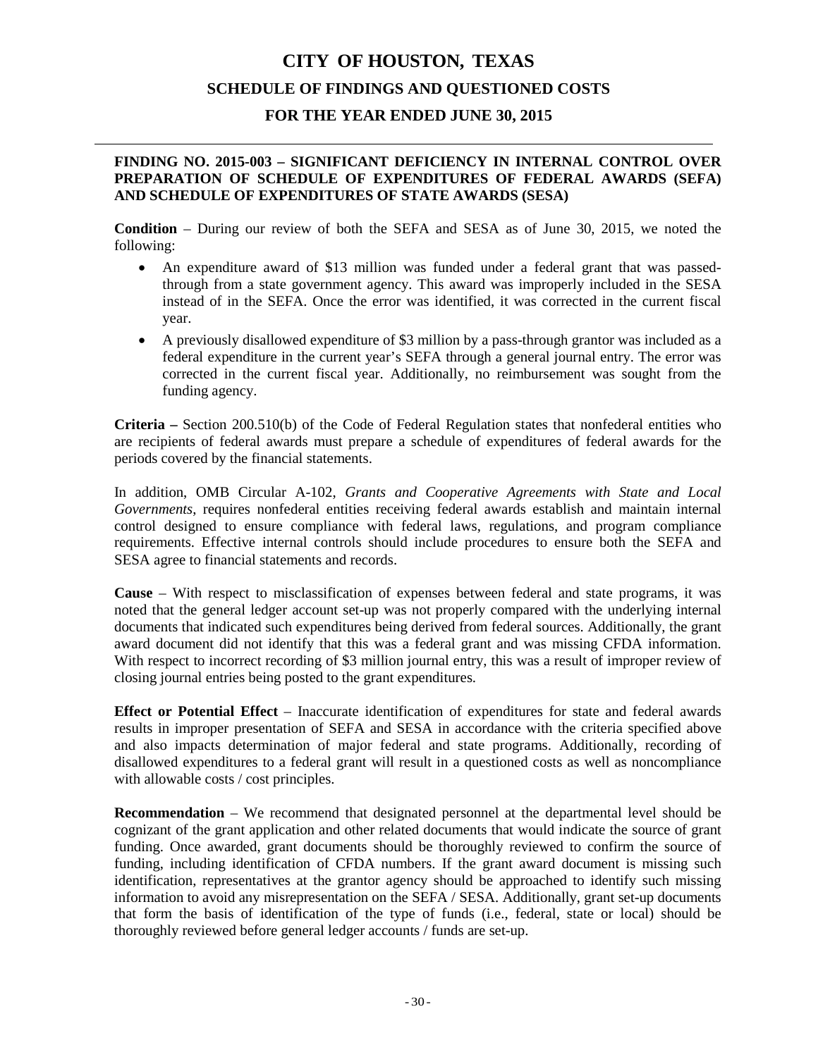# CITY OF HOUSTON, TEXAS

## SCHEDULE OF FINDINGS AND QUESTIONED COSTS

## FOR THE YEAR ENDED JUNE 30, 2015

### FINDING NO. 2015-003 – SIGNIFICANT DEFICIENCY IN INTERNAL CONTROL OVER PREPARATION OF SCHEDULE OF EXPENDITURES OF FEDERAL AWARDS (SEFA) AND SCHEDULE OF EXPENDITURES OF STATE AWARDS (SESA)

**Condition** – During our review of both the SEFA and SESA as of June 30, 2015, we noted the following:

- An expenditure award of $13 million was funded under a federal grant that was passed-through from a state government agency. This award was improperly included in the SESA instead of in the SEFA. Once the error was identified, it was corrected in the current fiscal year.
- A previously disallowed expenditure of $3 million by a pass-through grantor was included as a federal expenditure in the current year's SEFA through a general journal entry. The error was corrected in the current fiscal year. Additionally, no reimbursement was sought from the funding agency.

**Criteria –** Section 200.510(b) of the Code of Federal Regulation states that nonfederal entities who are recipients of federal awards must prepare a schedule of expenditures of federal awards for the periods covered by the financial statements.

In addition, OMB Circular A-102, *Grants and Cooperative Agreements with State and Local Governments*, requires nonfederal entities receiving federal awards establish and maintain internal control designed to ensure compliance with federal laws, regulations, and program compliance requirements. Effective internal controls should include procedures to ensure both the SEFA and SESA agree to financial statements and records.

**Cause** – With respect to misclassification of expenses between federal and state programs, it was noted that the general ledger account set-up was not properly compared with the underlying internal documents that indicated such expenditures being derived from federal sources. Additionally, the grant award document did not identify that this was a federal grant and was missing CFDA information. With respect to incorrect recording of $3 million journal entry, this was a result of improper review of closing journal entries being posted to the grant expenditures.

**Effect or Potential Effect** – Inaccurate identification of expenditures for state and federal awards results in improper presentation of SEFA and SESA in accordance with the criteria specified above and also impacts determination of major federal and state programs. Additionally, recording of disallowed expenditures to a federal grant will result in a questioned costs as well as noncompliance with allowable costs / cost principles.

**Recommendation** – We recommend that designated personnel at the departmental level should be cognizant of the grant application and other related documents that would indicate the source of grant funding. Once awarded, grant documents should be thoroughly reviewed to confirm the source of funding, including identification of CFDA numbers. If the grant award document is missing such identification, representatives at the grantor agency should be approached to identify such missing information to avoid any misrepresentation on the SEFA / SESA. Additionally, grant set-up documents that form the basis of identification of the type of funds (i.e., federal, state or local) should be thoroughly reviewed before general ledger accounts / funds are set-up.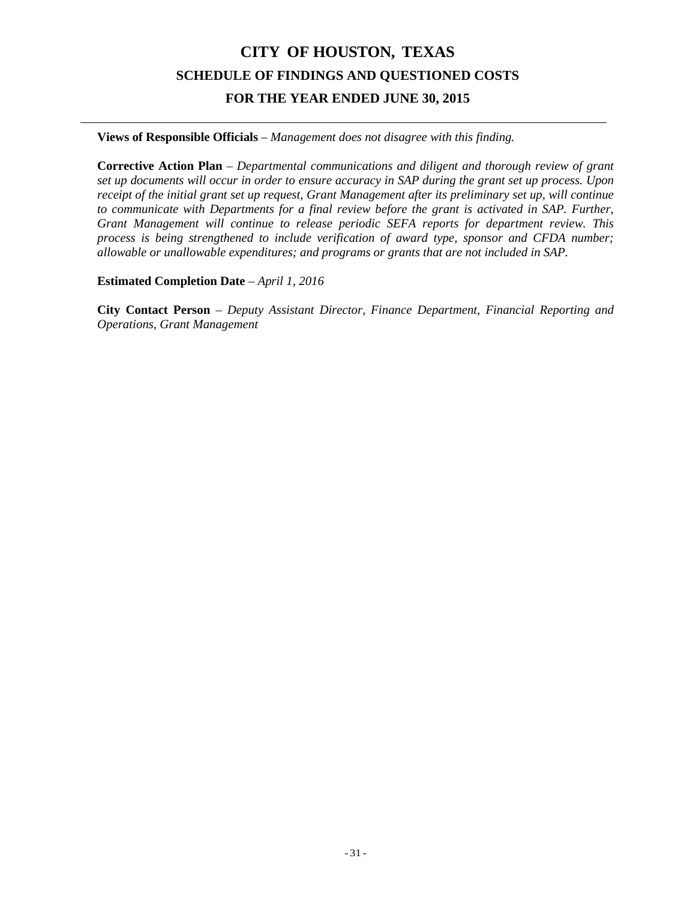**Views of Responsible Officials** – *Management does not disagree with this finding.*

**Corrective Action Plan** – *Departmental communications and diligent and thorough review of grant set up documents will occur in order to ensure accuracy in SAP during the grant set up process. Upon receipt of the initial grant set up request, Grant Management after its preliminary set up, will continue to communicate with Departments for a final review before the grant is activated in SAP. Further, Grant Management will continue to release periodic SEFA reports for department review. This process is being strengthened to include verification of award type, sponsor and CFDA number; allowable or unallowable expenditures; and programs or grants that are not included in SAP.*

**Estimated Completion Date** – *April 1, 2016*

**City Contact Person** – *Deputy Assistant Director, Finance Department, Financial Reporting and Operations, Grant Management*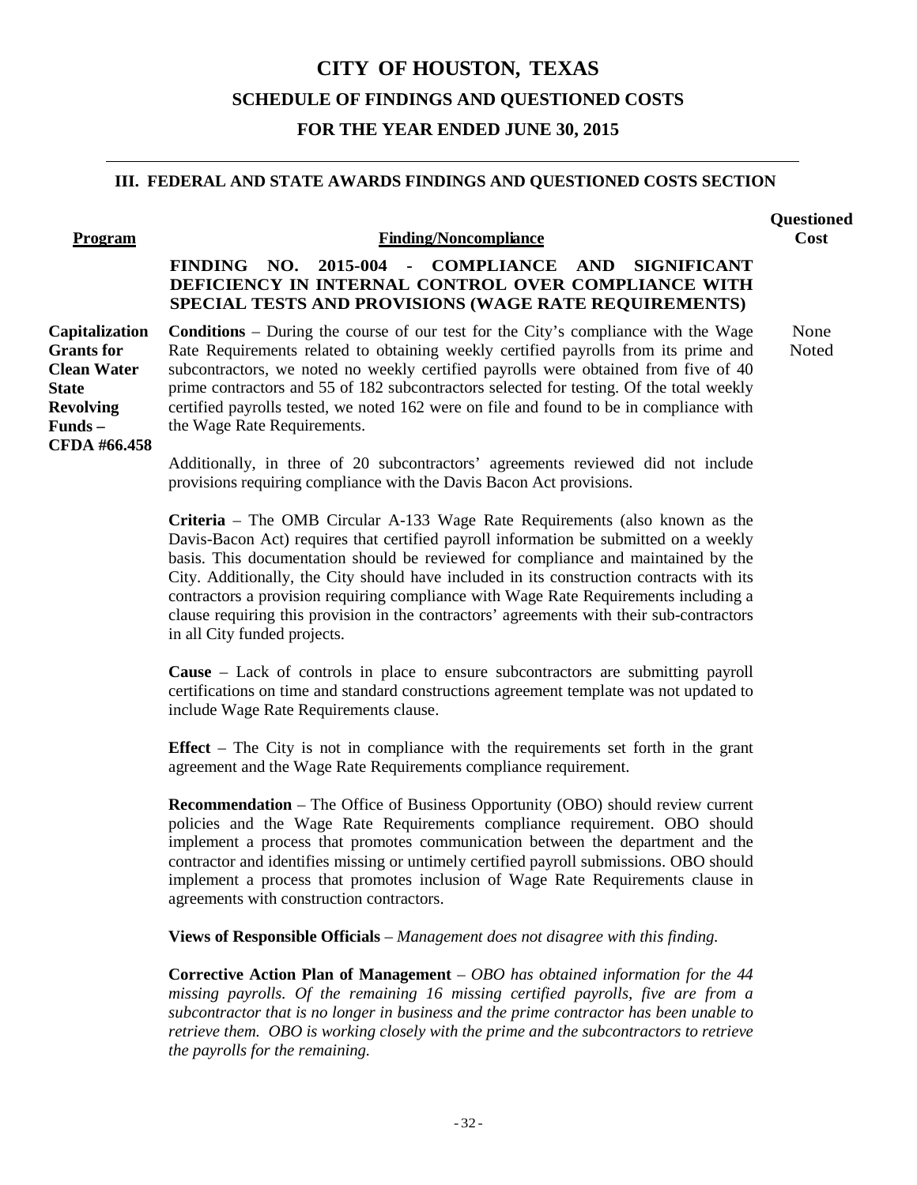# CITY OF HOUSTON, TEXAS

## SCHEDULE OF FINDINGS AND QUESTIONED COSTS

## FOR THE YEAR ENDED JUNE 30, 2015

### III. FEDERAL AND STATE AWARDS FINDINGS AND QUESTIONED COSTS SECTION

| Program | Finding/Noncompliance | Questioned Cost |
|---|---|---|
| | **FINDING NO. 2015-004 - COMPLIANCE AND SIGNIFICANT DEFICIENCY IN INTERNAL CONTROL OVER COMPLIANCE WITH SPECIAL TESTS AND PROVISIONS (WAGE RATE REQUIREMENTS)** | |
| **Capitalization Grants for Clean Water State Revolving Funds – CFDA #66.458** | **Conditions** – During the course of our test for the City's compliance with the Wage Rate Requirements related to obtaining weekly certified payrolls from its prime and subcontractors, we noted no weekly certified payrolls were obtained from five of 40 prime contractors and 55 of 182 subcontractors selected for testing. Of the total weekly certified payrolls tested, we noted 162 were on file and found to be in compliance with the Wage Rate Requirements. | None Noted |

Additionally, in three of 20 subcontractors' agreements reviewed did not include provisions requiring compliance with the Davis Bacon Act provisions.

**Criteria** – The OMB Circular A-133 Wage Rate Requirements (also known as the Davis-Bacon Act) requires that certified payroll information be submitted on a weekly basis. This documentation should be reviewed for compliance and maintained by the City. Additionally, the City should have included in its construction contracts with its contractors a provision requiring compliance with Wage Rate Requirements including a clause requiring this provision in the contractors' agreements with their sub-contractors in all City funded projects.

**Cause** – Lack of controls in place to ensure subcontractors are submitting payroll certifications on time and standard constructions agreement template was not updated to include Wage Rate Requirements clause.

**Effect** – The City is not in compliance with the requirements set forth in the grant agreement and the Wage Rate Requirements compliance requirement.

**Recommendation** – The Office of Business Opportunity (OBO) should review current policies and the Wage Rate Requirements compliance requirement. OBO should implement a process that promotes communication between the department and the contractor and identifies missing or untimely certified payroll submissions. OBO should implement a process that promotes inclusion of Wage Rate Requirements clause in agreements with construction contractors.

**Views of Responsible Officials** – *Management does not disagree with this finding.*

**Corrective Action Plan of Management** – *OBO has obtained information for the 44 missing payrolls. Of the remaining 16 missing certified payrolls, five are from a subcontractor that is no longer in business and the prime contractor has been unable to retrieve them. OBO is working closely with the prime and the subcontractors to retrieve the payrolls for the remaining.*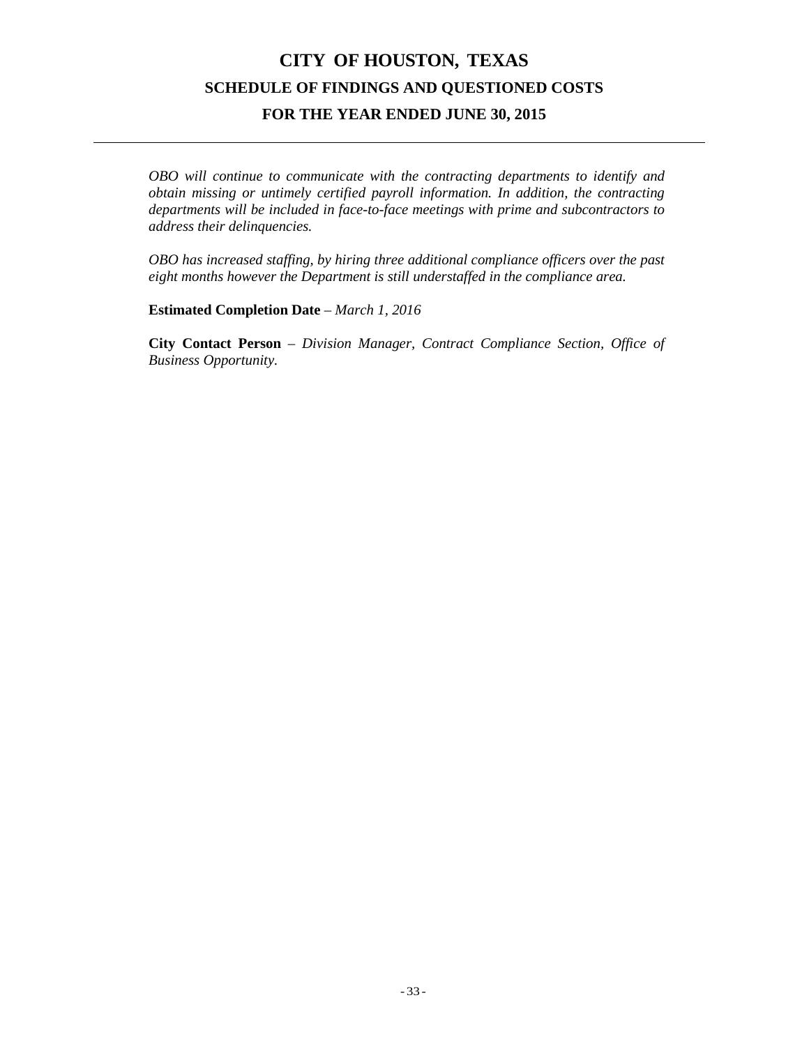*OBO will continue to communicate with the contracting departments to identify and obtain missing or untimely certified payroll information. In addition, the contracting departments will be included in face-to-face meetings with prime and subcontractors to address their delinquencies.*

*OBO has increased staffing, by hiring three additional compliance officers over the past eight months however the Department is still understaffed in the compliance area.*

**Estimated Completion Date** – *March 1, 2016*

**City Contact Person** – *Division Manager, Contract Compliance Section, Office of Business Opportunity.*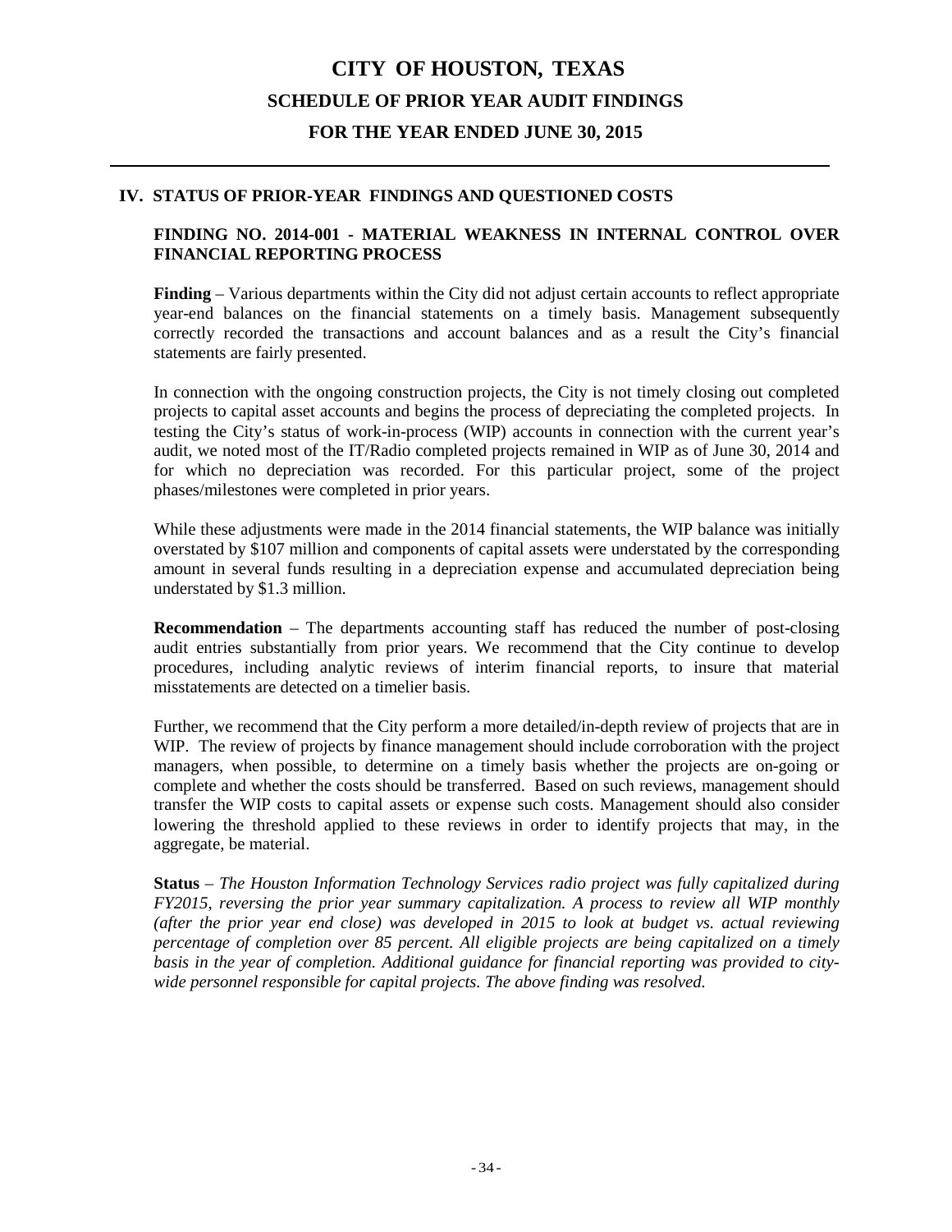# CITY OF HOUSTON, TEXAS

## SCHEDULE OF PRIOR YEAR AUDIT FINDINGS

## FOR THE YEAR ENDED JUNE 30, 2015

### IV. STATUS OF PRIOR-YEAR FINDINGS AND QUESTIONED COSTS

#### FINDING NO. 2014-001 - MATERIAL WEAKNESS IN INTERNAL CONTROL OVER FINANCIAL REPORTING PROCESS

**Finding** – Various departments within the City did not adjust certain accounts to reflect appropriate year-end balances on the financial statements on a timely basis. Management subsequently correctly recorded the transactions and account balances and as a result the City's financial statements are fairly presented.

In connection with the ongoing construction projects, the City is not timely closing out completed projects to capital asset accounts and begins the process of depreciating the completed projects. In testing the City's status of work-in-process (WIP) accounts in connection with the current year's audit, we noted most of the IT/Radio completed projects remained in WIP as of June 30, 2014 and for which no depreciation was recorded. For this particular project, some of the project phases/milestones were completed in prior years.

While these adjustments were made in the 2014 financial statements, the WIP balance was initially overstated by $107 million and components of capital assets were understated by the corresponding amount in several funds resulting in a depreciation expense and accumulated depreciation being understated by $1.3 million.

**Recommendation** – The departments accounting staff has reduced the number of post-closing audit entries substantially from prior years. We recommend that the City continue to develop procedures, including analytic reviews of interim financial reports, to insure that material misstatements are detected on a timelier basis.

Further, we recommend that the City perform a more detailed/in-depth review of projects that are in WIP. The review of projects by finance management should include corroboration with the project managers, when possible, to determine on a timely basis whether the projects are on-going or complete and whether the costs should be transferred. Based on such reviews, management should transfer the WIP costs to capital assets or expense such costs. Management should also consider lowering the threshold applied to these reviews in order to identify projects that may, in the aggregate, be material.

**Status** – *The Houston Information Technology Services radio project was fully capitalized during FY2015, reversing the prior year summary capitalization. A process to review all WIP monthly (after the prior year end close) was developed in 2015 to look at budget vs. actual reviewing percentage of completion over 85 percent. All eligible projects are being capitalized on a timely basis in the year of completion. Additional guidance for financial reporting was provided to city-wide personnel responsible for capital projects. The above finding was resolved.*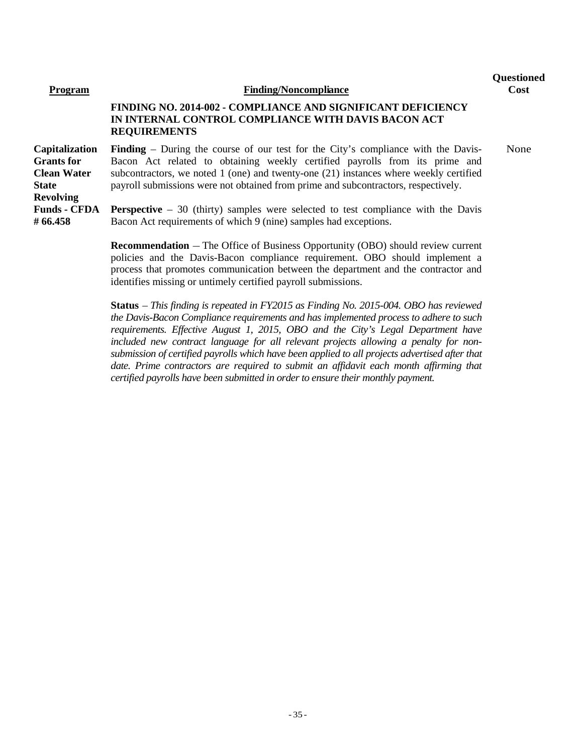| Program | Finding/Noncompliance | Questioned Cost |
|---|---|---|
| | **FINDING NO. 2014-002 - COMPLIANCE AND SIGNIFICANT DEFICIENCY IN INTERNAL CONTROL COMPLIANCE WITH DAVIS BACON ACT REQUIREMENTS** | |
| **Capitalization Grants for Clean Water State Revolving Funds - CFDA # 66.458** | **Finding** – During the course of our test for the City's compliance with the Davis-Bacon Act related to obtaining weekly certified payrolls from its prime and subcontractors, we noted 1 (one) and twenty-one (21) instances where weekly certified payroll submissions were not obtained from prime and subcontractors, respectively.<br><br>**Perspective** – 30 (thirty) samples were selected to test compliance with the Davis Bacon Act requirements of which 9 (nine) samples had exceptions.<br><br>**Recommendation** – The Office of Business Opportunity (OBO) should review current policies and the Davis-Bacon compliance requirement. OBO should implement a process that promotes communication between the department and the contractor and identifies missing or untimely certified payroll submissions.<br><br>**Status** – *This finding is repeated in FY2015 as Finding No. 2015-004. OBO has reviewed the Davis-Bacon Compliance requirements and has implemented process to adhere to such requirements. Effective August 1, 2015, OBO and the City's Legal Department have included new contract language for all relevant projects allowing a penalty for non-submission of certified payrolls which have been applied to all projects advertised after that date. Prime contractors are required to submit an affidavit each month affirming that certified payrolls have been submitted in order to ensure their monthly payment.* | None |